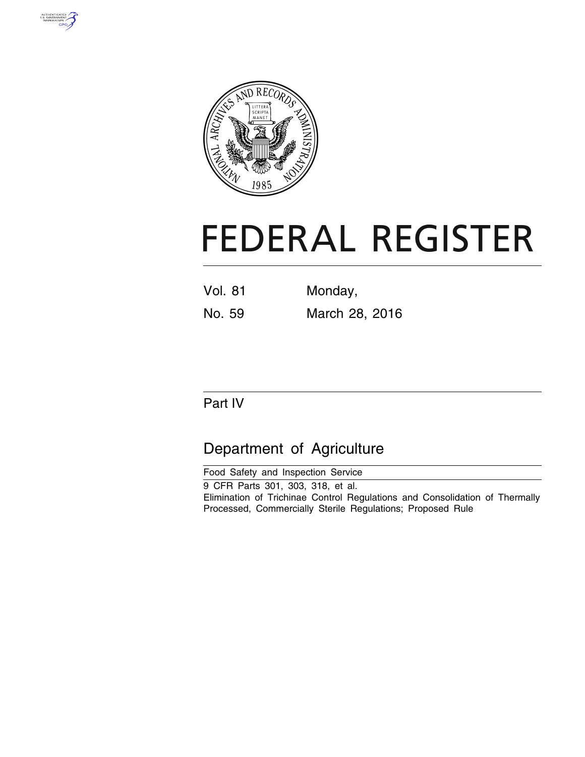# FEDERAL REGISTER

Vol. 81 Monday,

No. 59 March 28, 2016

## Part IV

## Department of Agriculture

Food Safety and Inspection Service

9 CFR Parts 301, 303, 318, et al.

Elimination of Trichinae Control Regulations and Consolidation of Thermally Processed, Commercially Sterile Regulations; Proposed Rule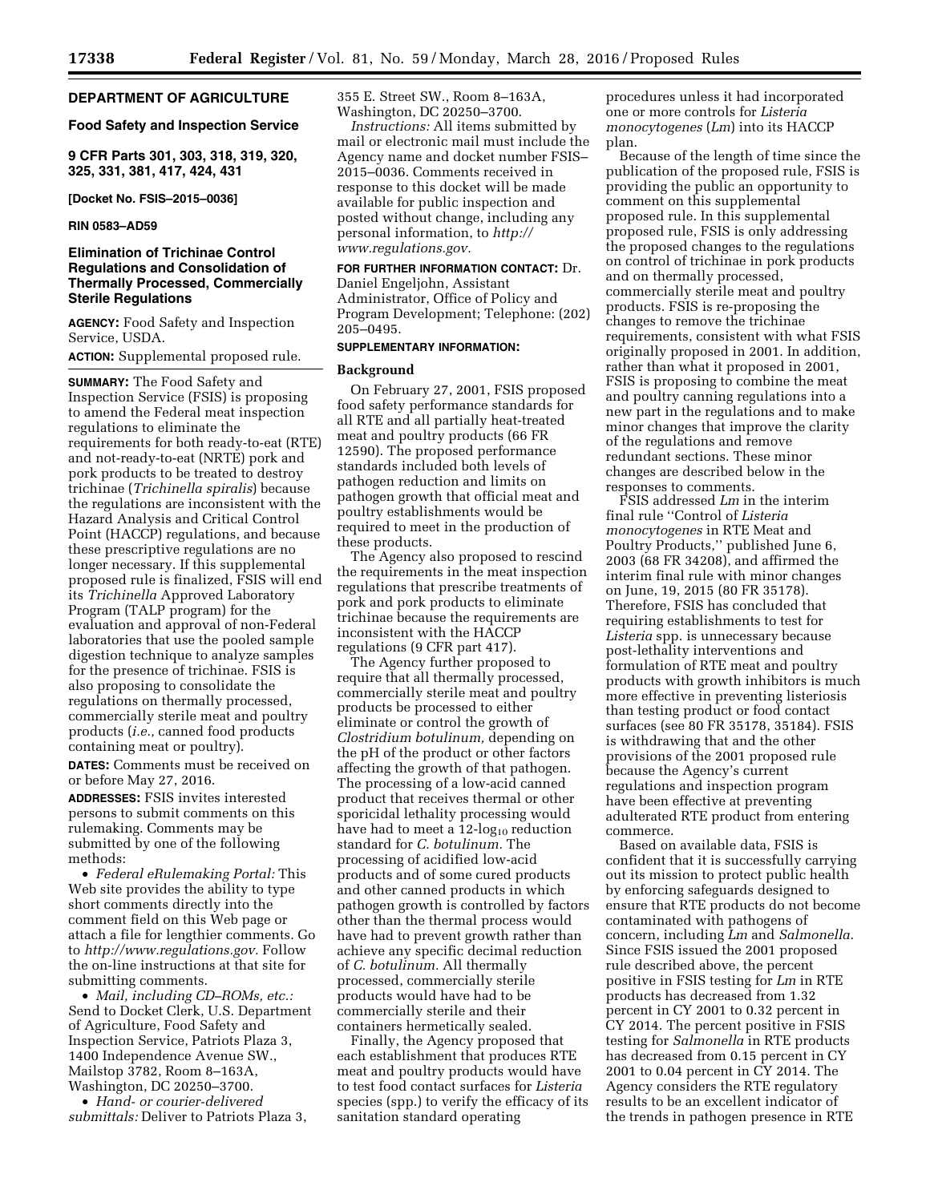**DEPARTMENT OF AGRICULTURE**

**Food Safety and Inspection Service**

**9 CFR Parts 301, 303, 318, 319, 320, 325, 331, 381, 417, 424, 431**

**[Docket No. FSIS–2015–0036]**

**RIN 0583–AD59**

## Elimination of Trichinae Control Regulations and Consolidation of Thermally Processed, Commercially Sterile Regulations

**AGENCY:** Food Safety and Inspection Service, USDA.

**ACTION:** Supplemental proposed rule.

**SUMMARY:** The Food Safety and Inspection Service (FSIS) is proposing to amend the Federal meat inspection regulations to eliminate the requirements for both ready-to-eat (RTE) and not-ready-to-eat (NRTE) pork and pork products to be treated to destroy trichinae (*Trichinella spiralis*) because the regulations are inconsistent with the Hazard Analysis and Critical Control Point (HACCP) regulations, and because these prescriptive regulations are no longer necessary. If this supplemental proposed rule is finalized, FSIS will end its *Trichinella* Approved Laboratory Program (TALP program) for the evaluation and approval of non-Federal laboratories that use the pooled sample digestion technique to analyze samples for the presence of trichinae. FSIS is also proposing to consolidate the regulations on thermally processed, commercially sterile meat and poultry products (*i.e.,* canned food products containing meat or poultry).

**DATES:** Comments must be received on or before May 27, 2016.

**ADDRESSES:** FSIS invites interested persons to submit comments on this rulemaking. Comments may be submitted by one of the following methods:

• *Federal eRulemaking Portal:* This Web site provides the ability to type short comments directly into the comment field on this Web page or attach a file for lengthier comments. Go to *http://www.regulations.gov.* Follow the on-line instructions at that site for submitting comments.

• *Mail, including CD–ROMs, etc.:* Send to Docket Clerk, U.S. Department of Agriculture, Food Safety and Inspection Service, Patriots Plaza 3, 1400 Independence Avenue SW., Mailstop 3782, Room 8–163A, Washington, DC 20250–3700.

• *Hand- or courier-delivered submittals:* Deliver to Patriots Plaza 3, 355 E. Street SW., Room 8–163A, Washington, DC 20250–3700.

*Instructions:* All items submitted by mail or electronic mail must include the Agency name and docket number FSIS–2015–0036. Comments received in response to this docket will be made available for public inspection and posted without change, including any personal information, to *http://www.regulations.gov.*

**FOR FURTHER INFORMATION CONTACT:** Dr. Daniel Engeljohn, Assistant Administrator, Office of Policy and Program Development; Telephone: (202) 205–0495.

**SUPPLEMENTARY INFORMATION:**

### Background

On February 27, 2001, FSIS proposed food safety performance standards for all RTE and all partially heat-treated meat and poultry products (66 FR 12590). The proposed performance standards included both levels of pathogen reduction and limits on pathogen growth that official meat and poultry establishments would be required to meet in the production of these products.

The Agency also proposed to rescind the requirements in the meat inspection regulations that prescribe treatments of pork and pork products to eliminate trichinae because the requirements are inconsistent with the HACCP regulations (9 CFR part 417).

The Agency further proposed to require that all thermally processed, commercially sterile meat and poultry products be processed to either eliminate or control the growth of *Clostridium botulinum,* depending on the pH of the product or other factors affecting the growth of that pathogen. The processing of a low-acid canned product that receives thermal or other sporicidal lethality processing would have had to meet a 12-$\log_{10}$ reduction standard for *C. botulinum.* The processing of acidified low-acid products and of some cured products and other canned products in which pathogen growth is controlled by factors other than the thermal process would have had to prevent growth rather than achieve any specific decimal reduction of *C. botulinum.* All thermally processed, commercially sterile products would have had to be commercially sterile and their containers hermetically sealed.

Finally, the Agency proposed that each establishment that produces RTE meat and poultry products would have to test food contact surfaces for *Listeria* species (spp.) to verify the efficacy of its sanitation standard operating procedures unless it had incorporated one or more controls for *Listeria monocytogenes* (*Lm*) into its HACCP plan.

Because of the length of time since the publication of the proposed rule, FSIS is providing the public an opportunity to comment on this supplemental proposed rule. In this supplemental proposed rule, FSIS is only addressing the proposed changes to the regulations on control of trichinae in pork products and on thermally processed, commercially sterile meat and poultry products. FSIS is re-proposing the changes to remove the trichinae requirements, consistent with what FSIS originally proposed in 2001. In addition, rather than what it proposed in 2001, FSIS is proposing to combine the meat and poultry canning regulations into a new part in the regulations and to make minor changes that improve the clarity of the regulations and remove redundant sections. These minor changes are described below in the responses to comments.

FSIS addressed *Lm* in the interim final rule "Control of *Listeria monocytogenes* in RTE Meat and Poultry Products," published June 6, 2003 (68 FR 34208), and affirmed the interim final rule with minor changes on June, 19, 2015 (80 FR 35178). Therefore, FSIS has concluded that requiring establishments to test for *Listeria* spp. is unnecessary because post-lethality interventions and formulation of RTE meat and poultry products with growth inhibitors is much more effective in preventing listeriosis than testing product or food contact surfaces (see 80 FR 35178, 35184). FSIS is withdrawing that and the other provisions of the 2001 proposed rule because the Agency's current regulations and inspection program have been effective at preventing adulterated RTE product from entering commerce.

Based on available data, FSIS is confident that it is successfully carrying out its mission to protect public health by enforcing safeguards designed to ensure that RTE products do not become contaminated with pathogens of concern, including *Lm* and *Salmonella.* Since FSIS issued the 2001 proposed rule described above, the percent positive in FSIS testing for *Lm* in RTE products has decreased from 1.32 percent in CY 2001 to 0.32 percent in CY 2014. The percent positive in FSIS testing for *Salmonella* in RTE products has decreased from 0.15 percent in CY 2001 to 0.04 percent in CY 2014. The Agency considers the RTE regulatory results to be an excellent indicator of the trends in pathogen presence in RTE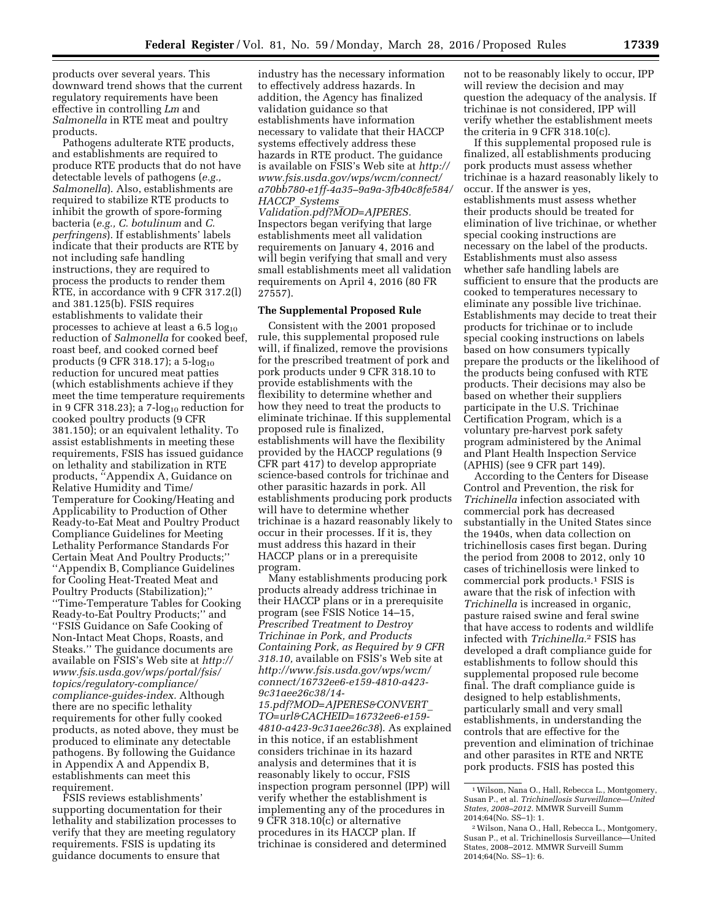products over several years. This downward trend shows that the current regulatory requirements have been effective in controlling *Lm* and *Salmonella* in RTE meat and poultry products.

Pathogens adulterate RTE products, and establishments are required to produce RTE products that do not have detectable levels of pathogens (*e.g., Salmonella*). Also, establishments are required to stabilize RTE products to inhibit the growth of spore-forming bacteria (*e.g., C. botulinum* and *C. perfringens*). If establishments' labels indicate that their products are RTE by not including safe handling instructions, they are required to process the products to render them RTE, in accordance with 9 CFR 317.2(l) and 381.125(b). FSIS requires establishments to validate their processes to achieve at least a 6.5 $\log_{10}$ reduction of *Salmonella* for cooked beef, roast beef, and cooked corned beef products (9 CFR 318.17); a 5-$\log_{10}$ reduction for uncured meat patties (which establishments achieve if they meet the time temperature requirements in 9 CFR 318.23); a 7-$\log_{10}$ reduction for cooked poultry products (9 CFR 381.150); or an equivalent lethality. To assist establishments in meeting these requirements, FSIS has issued guidance on lethality and stabilization in RTE products, "Appendix A, Guidance on Relative Humidity and Time/Temperature for Cooking/Heating and Applicability to Production of Other Ready-to-Eat Meat and Poultry Product Compliance Guidelines for Meeting Lethality Performance Standards For Certain Meat And Poultry Products;" "Appendix B, Compliance Guidelines for Cooling Heat-Treated Meat and Poultry Products (Stabilization);" "Time-Temperature Tables for Cooking Ready-to-Eat Poultry Products;" and "FSIS Guidance on Safe Cooking of Non-Intact Meat Chops, Roasts, and Steaks." The guidance documents are available on FSIS's Web site at *http://www.fsis.usda.gov/wps/portal/fsis/topics/regulatory-compliance/compliance-guides-index.* Although there are no specific lethality requirements for other fully cooked products, as noted above, they must be produced to eliminate any detectable pathogens. By following the Guidance in Appendix A and Appendix B, establishments can meet this requirement.

FSIS reviews establishments' supporting documentation for their lethality and stabilization processes to verify that they are meeting regulatory requirements. FSIS is updating its guidance documents to ensure that industry has the necessary information to effectively address hazards. In addition, the Agency has finalized validation guidance so that establishments have information necessary to validate that their HACCP systems effectively address these hazards in RTE product. The guidance is available on FSIS's Web site at *http://www.fsis.usda.gov/wps/wcm/connect/a70bb780-e1ff-4a35–9a9a-3fb40c8fe584/HACCP_Systems_Validation.pdf?MOD=AJPERES.* Inspectors began verifying that large establishments meet all validation requirements on January 4, 2016 and will begin verifying that small and very small establishments meet all validation requirements on April 4, 2016 (80 FR 27557).

## The Supplemental Proposed Rule

Consistent with the 2001 proposed rule, this supplemental proposed rule will, if finalized, remove the provisions for the prescribed treatment of pork and pork products under 9 CFR 318.10 to provide establishments with the flexibility to determine whether and how they need to treat the products to eliminate trichinae. If this supplemental proposed rule is finalized, establishments will have the flexibility provided by the HACCP regulations (9 CFR part 417) to develop appropriate science-based controls for trichinae and other parasitic hazards in pork. All establishments producing pork products will have to determine whether trichinae is a hazard reasonably likely to occur in their processes. If it is, they must address this hazard in their HACCP plans or in a prerequisite program.

Many establishments producing pork products already address trichinae in their HACCP plans or in a prerequisite program (see FSIS Notice 14–15, *Prescribed Treatment to Destroy Trichinae in Pork, and Products Containing Pork, as Required by 9 CFR 318.10,* available on FSIS's Web site at *http://www.fsis.usda.gov/wps/wcm/connect/16732ee6-e159-4810-a423-9c31aee26c38/14-15.pdf?MOD=AJPERES&CONVERT_TO=url&CACHEID=16732ee6-e159-4810-a423-9c31aee26c38*). As explained in this notice, if an establishment considers trichinae in its hazard analysis and determines that it is reasonably likely to occur, FSIS inspection program personnel (IPP) will verify whether the establishment is implementing any of the procedures in 9 CFR 318.10(c) or alternative procedures in its HACCP plan. If trichinae is considered and determined not to be reasonably likely to occur, IPP will review the decision and may question the adequacy of the analysis. If trichinae is not considered, IPP will verify whether the establishment meets the criteria in 9 CFR 318.10(c).

If this supplemental proposed rule is finalized, all establishments producing pork products must assess whether trichinae is a hazard reasonably likely to occur. If the answer is yes, establishments must assess whether their products should be treated for elimination of live trichinae, or whether special cooking instructions are necessary on the label of the products. Establishments must also assess whether safe handling labels are sufficient to ensure that the products are cooked to temperatures necessary to eliminate any possible live trichinae. Establishments may decide to treat their products for trichinae or to include special cooking instructions on labels based on how consumers typically prepare the products or the likelihood of the products being confused with RTE products. Their decisions may also be based on whether their suppliers participate in the U.S. Trichinae Certification Program, which is a voluntary pre-harvest pork safety program administered by the Animal and Plant Health Inspection Service (APHIS) (see 9 CFR part 149).

According to the Centers for Disease Control and Prevention, the risk for *Trichinella* infection associated with commercial pork has decreased substantially in the United States since the 1940s, when data collection on trichinellosis cases first began. During the period from 2008 to 2012, only 10 cases of trichinellosis were linked to commercial pork products.[1] FSIS is aware that the risk of infection with *Trichinella* is increased in organic, pasture raised swine and feral swine that have access to rodents and wildlife infected with *Trichinella*.[2] FSIS has developed a draft compliance guide for establishments to follow should this supplemental proposed rule become final. The draft compliance guide is designed to help establishments, particularly small and very small establishments, in understanding the controls that are effective for the prevention and elimination of trichinae and other parasites in RTE and NRTE pork products. FSIS has posted this

---

[1] Wilson, Nana O., Hall, Rebecca L., Montgomery, Susan P., et al. *Trichinellosis Surveillance—United States, 2008–2012.* MMWR Surveill Summ 2014;64(No. SS–1): 1.

[2] Wilson, Nana O., Hall, Rebecca L., Montgomery, Susan P., et al. Trichinellosis Surveillance—United States, 2008–2012. MMWR Surveill Summ 2014;64(No. SS–1): 6.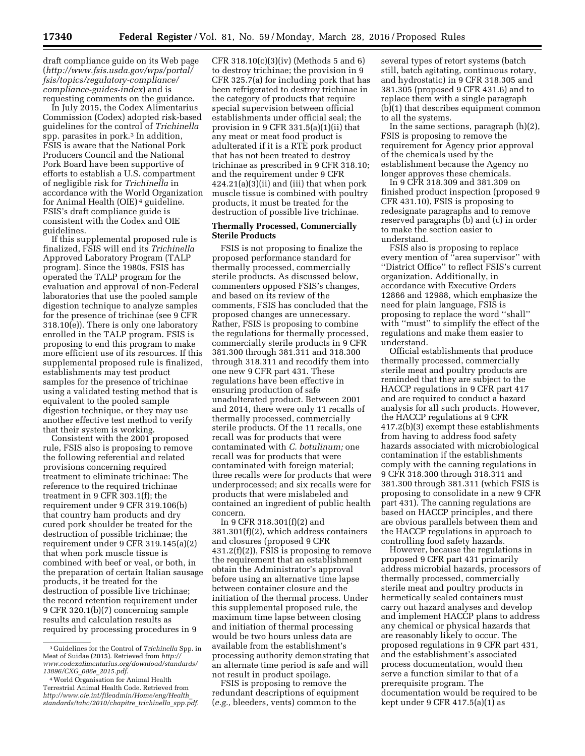draft compliance guide on its Web page (*http://www.fsis.usda.gov/wps/portal/fsis/topics/regulatory-compliance/compliance-guides-index*) and is requesting comments on the guidance.

In July 2015, the Codex Alimentarius Commission (Codex) adopted risk-based guidelines for the control of *Trichinella* spp. parasites in pork.[3] In addition, FSIS is aware that the National Pork Producers Council and the National Pork Board have been supportive of efforts to establish a U.S. compartment of negligible risk for *Trichinella* in accordance with the World Organization for Animal Health (OIE)[4] guideline. FSIS's draft compliance guide is consistent with the Codex and OIE guidelines.

If this supplemental proposed rule is finalized, FSIS will end its *Trichinella* Approved Laboratory Program (TALP program). Since the 1980s, FSIS has operated the TALP program for the evaluation and approval of non-Federal laboratories that use the pooled sample digestion technique to analyze samples for the presence of trichinae (see 9 CFR 318.10(e)). There is only one laboratory enrolled in the TALP program. FSIS is proposing to end this program to make more efficient use of its resources. If this supplemental proposed rule is finalized, establishments may test product samples for the presence of trichinae using a validated testing method that is equivalent to the pooled sample digestion technique, or they may use another effective test method to verify that their system is working.

Consistent with the 2001 proposed rule, FSIS also is proposing to remove the following referential and related provisions concerning required treatment to eliminate trichinae: The reference to the required trichinae treatment in 9 CFR 303.1(f); the requirement under 9 CFR 319.106(b) that country ham products and dry cured pork shoulder be treated for the destruction of possible trichinae; the requirement under 9 CFR 319.145(a)(2) that when pork muscle tissue is combined with beef or veal, or both, in the preparation of certain Italian sausage products, it be treated for the destruction of possible live trichinae; the record retention requirement under 9 CFR 320.1(b)(7) concerning sample results and calculation results as required by processing procedures in 9 CFR 318.10(c)(3)(iv) (Methods 5 and 6) to destroy trichinae; the provision in 9 CFR 325.7(a) for including pork that has been refrigerated to destroy trichinae in the category of products that require special supervision between official establishments under official seal; the provision in 9 CFR 331.5(a)(1)(ii) that any meat or meat food product is adulterated if it is a RTE pork product that has not been treated to destroy trichinae as prescribed in 9 CFR 318.10; and the requirement under 9 CFR 424.21(a)(3)(ii) and (iii) that when pork muscle tissue is combined with poultry products, it must be treated for the destruction of possible live trichinae.

## Thermally Processed, Commercially Sterile Products

FSIS is not proposing to finalize the proposed performance standard for thermally processed, commercially sterile products. As discussed below, commenters opposed FSIS's changes, and based on its review of the comments, FSIS has concluded that the proposed changes are unnecessary. Rather, FSIS is proposing to combine the regulations for thermally processed, commercially sterile products in 9 CFR 381.300 through 381.311 and 318.300 through 318.311 and recodify them into one new 9 CFR part 431. These regulations have been effective in ensuring production of safe unadulterated product. Between 2001 and 2014, there were only 11 recalls of thermally processed, commercially sterile products. Of the 11 recalls, one recall was for products that were contaminated with *C. botulinum;* one recall was for products that were contaminated with foreign material; three recalls were for products that were underprocessed; and six recalls were for products that were mislabeled and contained an ingredient of public health concern.

In 9 CFR 318.301(f)(2) and 381.301(f)(2), which address containers and closures (proposed 9 CFR 431.2(f)(2)), FSIS is proposing to remove the requirement that an establishment obtain the Administrator's approval before using an alternative time lapse between container closure and the initiation of the thermal process. Under this supplemental proposed rule, the maximum time lapse between closing and initiation of thermal processing would be two hours unless data are available from the establishment's processing authority demonstrating that an alternate time period is safe and will not result in product spoilage.

FSIS is proposing to remove the redundant descriptions of equipment (*e.g.,* bleeders, vents) common to the several types of retort systems (batch still, batch agitating, continuous rotary, and hydrostatic) in 9 CFR 318.305 and 381.305 (proposed 9 CFR 431.6) and to replace them with a single paragraph (b)(1) that describes equipment common to all the systems.

In the same sections, paragraph (h)(2), FSIS is proposing to remove the requirement for Agency prior approval of the chemicals used by the establishment because the Agency no longer approves these chemicals.

In 9 CFR 318.309 and 381.309 on finished product inspection (proposed 9 CFR 431.10), FSIS is proposing to redesignate paragraphs and to remove reserved paragraphs (b) and (c) in order to make the section easier to understand.

FSIS also is proposing to replace every mention of "area supervisor" with "District Office" to reflect FSIS's current organization. Additionally, in accordance with Executive Orders 12866 and 12988, which emphasize the need for plain language, FSIS is proposing to replace the word "shall" with "must" to simplify the effect of the regulations and make them easier to understand.

Official establishments that produce thermally processed, commercially sterile meat and poultry products are reminded that they are subject to the HACCP regulations in 9 CFR part 417 and are required to conduct a hazard analysis for all such products. However, the HACCP regulations at 9 CFR 417.2(b)(3) exempt these establishments from having to address food safety hazards associated with microbiological contamination if the establishments comply with the canning regulations in 9 CFR 318.300 through 318.311 and 381.300 through 381.311 (which FSIS is proposing to consolidate in a new 9 CFR part 431). The canning regulations are based on HACCP principles, and there are obvious parallels between them and the HACCP regulations in approach to controlling food safety hazards.

However, because the regulations in proposed 9 CFR part 431 primarily address microbial hazards, processors of thermally processed, commercially sterile meat and poultry products in hermetically sealed containers must carry out hazard analyses and develop and implement HACCP plans to address any chemical or physical hazards that are reasonably likely to occur. The proposed regulations in 9 CFR part 431, and the establishment's associated process documentation, would then serve a function similar to that of a prerequisite program. The documentation would be required to be kept under 9 CFR 417.5(a)(1) as

---

[3] Guidelines for the Control of *Trichinella* Spp. in Meat of Suidae (2015). Retrieved from *http://www.codexalimentarius.org/download/standards/13896/CXG_086e_2015.pdf.*

[4] World Organisation for Animal Health Terrestrial Animal Health Code. Retrieved from *http://www.oie.int/fileadmin/Home/eng/Health_standards/tahc/2010/chapitre_trichinella_spp.pdf.*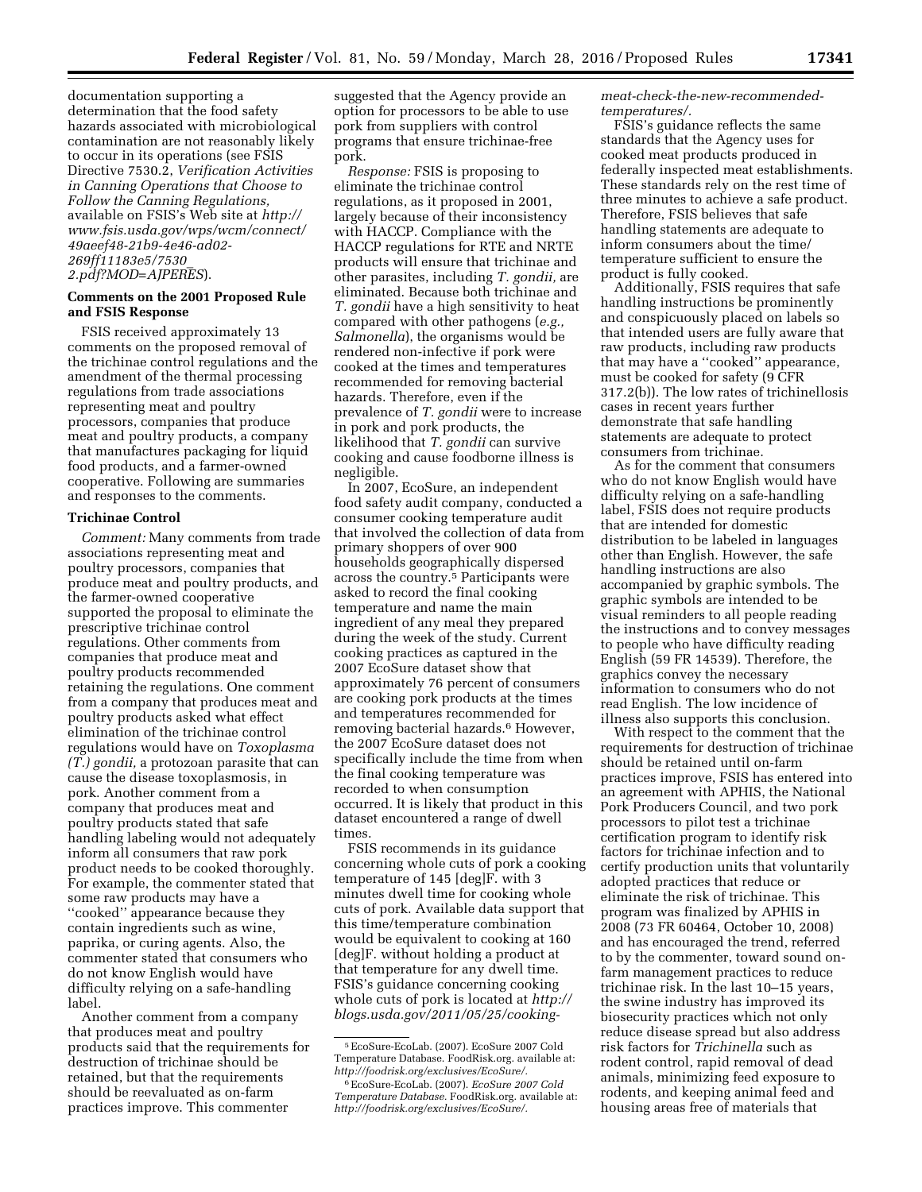documentation supporting a determination that the food safety hazards associated with microbiological contamination are not reasonably likely to occur in its operations (see FSIS Directive 7530.2, *Verification Activities in Canning Operations that Choose to Follow the Canning Regulations,* available on FSIS's Web site at *http://www.fsis.usda.gov/wps/wcm/connect/49aeef48-21b9-4e46-ad02-269ff11183e5/7530_2.pdf?MOD=AJPERES*).

## Comments on the 2001 Proposed Rule and FSIS Response

FSIS received approximately 13 comments on the proposed removal of the trichinae control regulations and the amendment of the thermal processing regulations from trade associations representing meat and poultry processors, companies that produce meat and poultry products, a company that manufactures packaging for liquid food products, and a farmer-owned cooperative. Following are summaries and responses to the comments.

### Trichinae Control

*Comment:* Many comments from trade associations representing meat and poultry processors, companies that produce meat and poultry products, and the farmer-owned cooperative supported the proposal to eliminate the prescriptive trichinae control regulations. Other comments from companies that produce meat and poultry products recommended retaining the regulations. One comment from a company that produces meat and poultry products asked what effect elimination of the trichinae control regulations would have on *Toxoplasma (T.) gondii,* a protozoan parasite that can cause the disease toxoplasmosis, in pork. Another comment from a company that produces meat and poultry products stated that safe handling labeling would not adequately inform all consumers that raw pork product needs to be cooked thoroughly. For example, the commenter stated that some raw products may have a ''cooked'' appearance because they contain ingredients such as wine, paprika, or curing agents. Also, the commenter stated that consumers who do not know English would have difficulty relying on a safe-handling label.

Another comment from a company that produces meat and poultry products said that the requirements for destruction of trichinae should be retained, but that the requirements should be reevaluated as on-farm practices improve. This commenter suggested that the Agency provide an option for processors to be able to use pork from suppliers with control programs that ensure trichinae-free pork.

*Response:* FSIS is proposing to eliminate the trichinae control regulations, as it proposed in 2001, largely because of their inconsistency with HACCP. Compliance with the HACCP regulations for RTE and NRTE products will ensure that trichinae and other parasites, including *T. gondii,* are eliminated. Because both trichinae and *T. gondii* have a high sensitivity to heat compared with other pathogens (*e.g., Salmonella*), the organisms would be rendered non-infective if pork were cooked at the times and temperatures recommended for removing bacterial hazards. Therefore, even if the prevalence of *T. gondii* were to increase in pork and pork products, the likelihood that *T. gondii* can survive cooking and cause foodborne illness is negligible.

In 2007, EcoSure, an independent food safety audit company, conducted a consumer cooking temperature audit that involved the collection of data from primary shoppers of over 900 households geographically dispersed across the country.[5] Participants were asked to record the final cooking temperature and name the main ingredient of any meal they prepared during the week of the study. Current cooking practices as captured in the 2007 EcoSure dataset show that approximately 76 percent of consumers are cooking pork products at the times and temperatures recommended for removing bacterial hazards.[6] However, the 2007 EcoSure dataset does not specifically include the time from when the final cooking temperature was recorded to when consumption occurred. It is likely that product in this dataset encountered a range of dwell times.

FSIS recommends in its guidance concerning whole cuts of pork a cooking temperature of 145 [deg]F. with 3 minutes dwell time for cooking whole cuts of pork. Available data support that this time/temperature combination would be equivalent to cooking at 160 [deg]F. without holding a product at that temperature for any dwell time. FSIS's guidance concerning cooking whole cuts of pork is located at *http://blogs.usda.gov/2011/05/25/cooking-meat-check-the-new-recommended-temperatures/.*

FSIS's guidance reflects the same standards that the Agency uses for cooked meat products produced in federally inspected meat establishments. These standards rely on the rest time of three minutes to achieve a safe product. Therefore, FSIS believes that safe handling statements are adequate to inform consumers about the time/temperature sufficient to ensure the product is fully cooked.

Additionally, FSIS requires that safe handling instructions be prominently and conspicuously placed on labels so that intended users are fully aware that raw products, including raw products that may have a ''cooked'' appearance, must be cooked for safety (9 CFR 317.2(b)). The low rates of trichinellosis cases in recent years further demonstrate that safe handling statements are adequate to protect consumers from trichinae.

As for the comment that consumers who do not know English would have difficulty relying on a safe-handling label, FSIS does not require products that are intended for domestic distribution to be labeled in languages other than English. However, the safe handling instructions are also accompanied by graphic symbols. The graphic symbols are intended to be visual reminders to all people reading the instructions and to convey messages to people who have difficulty reading English (59 FR 14539). Therefore, the graphics convey the necessary information to consumers who do not read English. The low incidence of illness also supports this conclusion.

With respect to the comment that the requirements for destruction of trichinae should be retained until on-farm practices improve, FSIS has entered into an agreement with APHIS, the National Pork Producers Council, and two pork processors to pilot test a trichinae certification program to identify risk factors for trichinae infection and to certify production units that voluntarily adopted practices that reduce or eliminate the risk of trichinae. This program was finalized by APHIS in 2008 (73 FR 60464, October 10, 2008) and has encouraged the trend, referred to by the commenter, toward sound on-farm management practices to reduce trichinae risk. In the last 10–15 years, the swine industry has improved its biosecurity practices which not only reduce disease spread but also address risk factors for *Trichinella* such as rodent control, rapid removal of dead animals, minimizing feed exposure to rodents, and keeping animal feed and housing areas free of materials that

---

[5] EcoSure-EcoLab. (2007). EcoSure 2007 Cold Temperature Database. FoodRisk.org. available at: *http://foodrisk.org/exclusives/EcoSure/.*

[6] EcoSure-EcoLab. (2007). *EcoSure 2007 Cold Temperature Database.* FoodRisk.org. available at: *http://foodrisk.org/exclusives/EcoSure/.*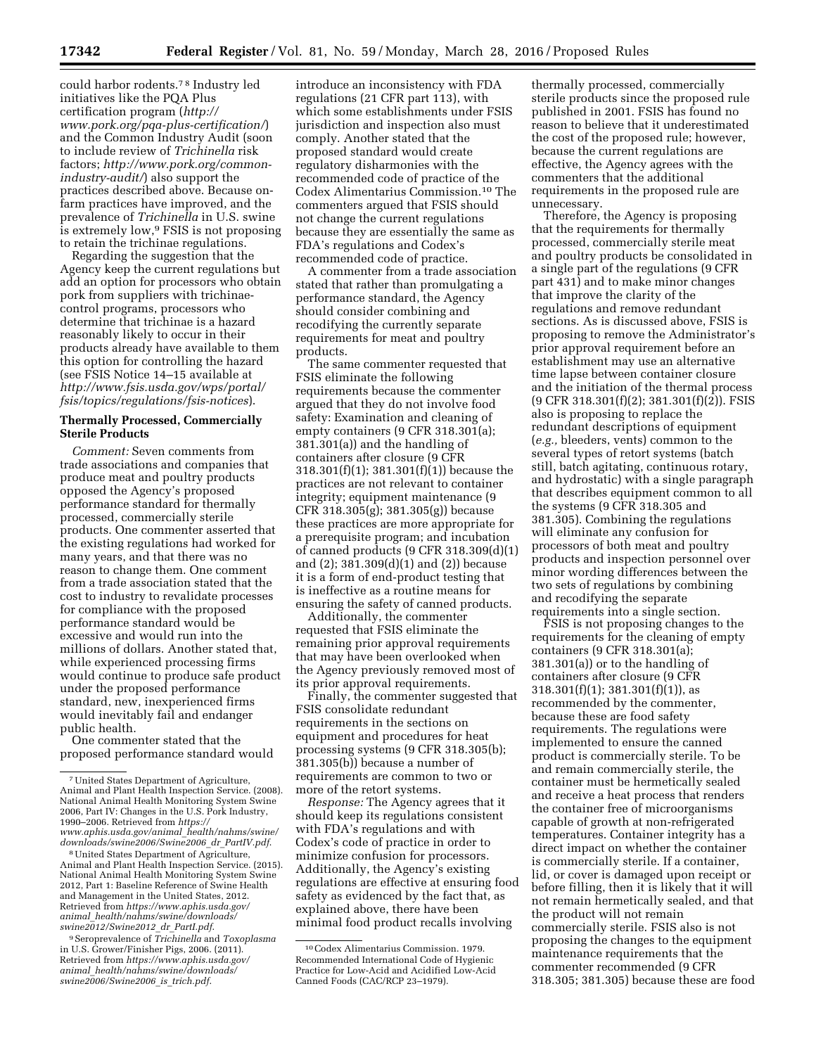could harbor rodents.[7] [8] Industry led initiatives like the PQA Plus certification program (*http://www.pork.org/pqa-plus-certification/*) and the Common Industry Audit (soon to include review of *Trichinella* risk factors; *http://www.pork.org/common-industry-audit/*) also support the practices described above. Because on-farm practices have improved, and the prevalence of *Trichinella* in U.S. swine is extremely low,[9] FSIS is not proposing to retain the trichinae regulations.

Regarding the suggestion that the Agency keep the current regulations but add an option for processors who obtain pork from suppliers with trichinae-control programs, processors who determine that trichinae is a hazard reasonably likely to occur in their products already have available to them this option for controlling the hazard (see FSIS Notice 14–15 available at *http://www.fsis.usda.gov/wps/portal/fsis/topics/regulations/fsis-notices*).

### Thermally Processed, Commercially Sterile Products

*Comment:* Seven comments from trade associations and companies that produce meat and poultry products opposed the Agency's proposed performance standard for thermally processed, commercially sterile products. One commenter asserted that the existing regulations had worked for many years, and that there was no reason to change them. One comment from a trade association stated that the cost to industry to revalidate processes for compliance with the proposed performance standard would be excessive and would run into the millions of dollars. Another stated that, while experienced processing firms would continue to produce safe product under the proposed performance standard, new, inexperienced firms would inevitably fail and endanger public health.

One commenter stated that the proposed performance standard would introduce an inconsistency with FDA regulations (21 CFR part 113), with which some establishments under FSIS jurisdiction and inspection also must comply. Another stated that the proposed standard would create regulatory disharmonies with the recommended code of practice of the Codex Alimentarius Commission.[10] The commenters argued that FSIS should not change the current regulations because they are essentially the same as FDA's regulations and Codex's recommended code of practice.

A commenter from a trade association stated that rather than promulgating a performance standard, the Agency should consider combining and recodifying the currently separate requirements for meat and poultry products.

The same commenter requested that FSIS eliminate the following requirements because the commenter argued that they do not involve food safety: Examination and cleaning of empty containers (9 CFR 318.301(a); 381.301(a)) and the handling of containers after closure (9 CFR 318.301(f)(1); 381.301(f)(1)) because the practices are not relevant to container integrity; equipment maintenance (9 CFR 318.305(g); 381.305(g)) because these practices are more appropriate for a prerequisite program; and incubation of canned products (9 CFR 318.309(d)(1) and (2); 381.309(d)(1) and (2)) because it is a form of end-product testing that is ineffective as a routine means for ensuring the safety of canned products.

Additionally, the commenter requested that FSIS eliminate the remaining prior approval requirements that may have been overlooked when the Agency previously removed most of its prior approval requirements.

Finally, the commenter suggested that FSIS consolidate redundant requirements in the sections on equipment and procedures for heat processing systems (9 CFR 318.305(b); 381.305(b)) because a number of requirements are common to two or more of the retort systems.

*Response:* The Agency agrees that it should keep its regulations consistent with FDA's regulations and with Codex's code of practice in order to minimize confusion for processors. Additionally, the Agency's existing regulations are effective at ensuring food safety as evidenced by the fact that, as explained above, there have been minimal food product recalls involving thermally processed, commercially sterile products since the proposed rule published in 2001. FSIS has found no reason to believe that it underestimated the cost of the proposed rule; however, because the current regulations are effective, the Agency agrees with the commenters that the additional requirements in the proposed rule are unnecessary.

Therefore, the Agency is proposing that the requirements for thermally processed, commercially sterile meat and poultry products be consolidated in a single part of the regulations (9 CFR part 431) and to make minor changes that improve the clarity of the regulations and remove redundant sections. As is discussed above, FSIS is proposing to remove the Administrator's prior approval requirement before an establishment may use an alternative time lapse between container closure and the initiation of the thermal process (9 CFR 318.301(f)(2); 381.301(f)(2)). FSIS also is proposing to replace the redundant descriptions of equipment (*e.g.,* bleeders, vents) common to the several types of retort systems (batch still, batch agitating, continuous rotary, and hydrostatic) with a single paragraph that describes equipment common to all the systems (9 CFR 318.305 and 381.305). Combining the regulations will eliminate any confusion for processors of both meat and poultry products and inspection personnel over minor wording differences between the two sets of regulations by combining and recodifying the separate requirements into a single section.

FSIS is not proposing changes to the requirements for the cleaning of empty containers (9 CFR 318.301(a); 381.301(a)) or to the handling of containers after closure (9 CFR 318.301(f)(1); 381.301(f)(1)), as recommended by the commenter, because these are food safety requirements. The regulations were implemented to ensure the canned product is commercially sterile. To be and remain commercially sterile, the container must be hermetically sealed and receive a heat process that renders the container free of microorganisms capable of growth at non-refrigerated temperatures. Container integrity has a direct impact on whether the container is commercially sterile. If a container, lid, or cover is damaged upon receipt or before filling, then it is likely that it will not remain hermetically sealed, and that the product will not remain commercially sterile. FSIS also is not proposing the changes to the equipment maintenance requirements that the commenter recommended (9 CFR 318.305; 381.305) because these are food

---

[7] United States Department of Agriculture, Animal and Plant Health Inspection Service. (2008). National Animal Health Monitoring System Swine 2006, Part IV: Changes in the U.S. Pork Industry, 1990–2006. Retrieved from *https://www.aphis.usda.gov/animal_health/nahms/swine/downloads/swine2006/Swine2006_dr_PartIV.pdf*.

[8] United States Department of Agriculture, Animal and Plant Health Inspection Service. (2015). National Animal Health Monitoring System Swine 2012, Part 1: Baseline Reference of Swine Health and Management in the United States, 2012. Retrieved from *https://www.aphis.usda.gov/animal_health/nahms/swine/downloads/swine2012/Swine2012_dr_PartI.pdf*.

[9] Seroprevalence of *Trichinella* and *Toxoplasma* in U.S. Grower/Finisher Pigs, 2006. (2011). Retrieved from *https://www.aphis.usda.gov/animal_health/nahms/swine/downloads/swine2006/Swine2006_is_trich.pdf*.

[10] Codex Alimentarius Commission. 1979. Recommended International Code of Hygienic Practice for Low-Acid and Acidified Low-Acid Canned Foods (CAC/RCP 23–1979).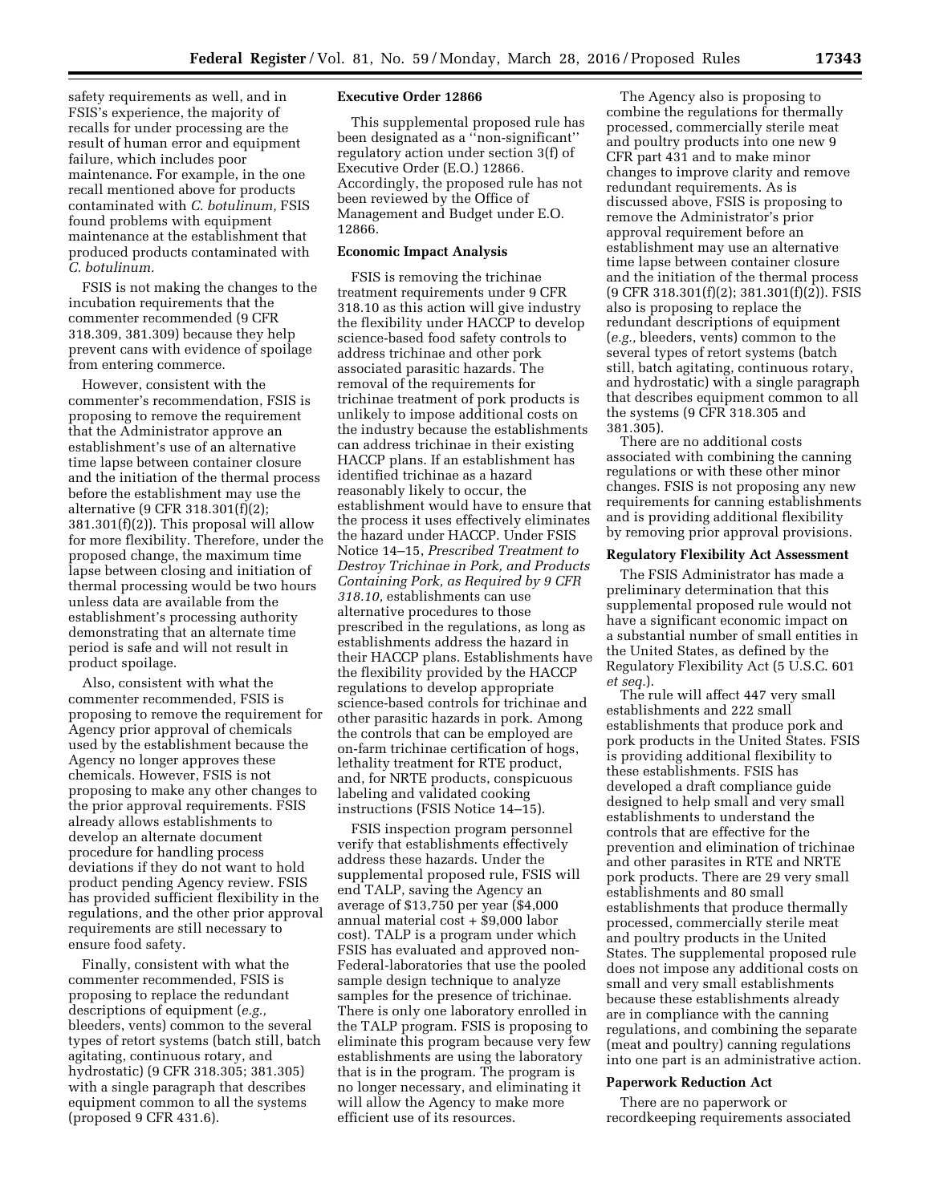safety requirements as well, and in FSIS's experience, the majority of recalls for under processing are the result of human error and equipment failure, which includes poor maintenance. For example, in the one recall mentioned above for products contaminated with *C. botulinum,* FSIS found problems with equipment maintenance at the establishment that produced products contaminated with *C. botulinum.*

FSIS is not making the changes to the incubation requirements that the commenter recommended (9 CFR 318.309, 381.309) because they help prevent cans with evidence of spoilage from entering commerce.

However, consistent with the commenter's recommendation, FSIS is proposing to remove the requirement that the Administrator approve an establishment's use of an alternative time lapse between container closure and the initiation of the thermal process before the establishment may use the alternative (9 CFR 318.301(f)(2); 381.301(f)(2)). This proposal will allow for more flexibility. Therefore, under the proposed change, the maximum time lapse between closing and initiation of thermal processing would be two hours unless data are available from the establishment's processing authority demonstrating that an alternate time period is safe and will not result in product spoilage.

Also, consistent with what the commenter recommended, FSIS is proposing to remove the requirement for Agency prior approval of chemicals used by the establishment because the Agency no longer approves these chemicals. However, FSIS is not proposing to make any other changes to the prior approval requirements. FSIS already allows establishments to develop an alternate document procedure for handling process deviations if they do not want to hold product pending Agency review. FSIS has provided sufficient flexibility in the regulations, and the other prior approval requirements are still necessary to ensure food safety.

Finally, consistent with what the commenter recommended, FSIS is proposing to replace the redundant descriptions of equipment (*e.g.,* bleeders, vents) common to the several types of retort systems (batch still, batch agitating, continuous rotary, and hydrostatic) (9 CFR 318.305; 381.305) with a single paragraph that describes equipment common to all the systems (proposed 9 CFR 431.6).

**Executive Order 12866**

This supplemental proposed rule has been designated as a ''non-significant'' regulatory action under section 3(f) of Executive Order (E.O.) 12866. Accordingly, the proposed rule has not been reviewed by the Office of Management and Budget under E.O. 12866.

**Economic Impact Analysis**

FSIS is removing the trichinae treatment requirements under 9 CFR 318.10 as this action will give industry the flexibility under HACCP to develop science-based food safety controls to address trichinae and other pork associated parasitic hazards. The removal of the requirements for trichinae treatment of pork products is unlikely to impose additional costs on the industry because the establishments can address trichinae in their existing HACCP plans. If an establishment has identified trichinae as a hazard reasonably likely to occur, the establishment would have to ensure that the process it uses effectively eliminates the hazard under HACCP. Under FSIS Notice 14–15, *Prescribed Treatment to Destroy Trichinae in Pork, and Products Containing Pork, as Required by 9 CFR 318.10,* establishments can use alternative procedures to those prescribed in the regulations, as long as establishments address the hazard in their HACCP plans. Establishments have the flexibility provided by the HACCP regulations to develop appropriate science-based controls for trichinae and other parasitic hazards in pork. Among the controls that can be employed are on-farm trichinae certification of hogs, lethality treatment for RTE product, and, for NRTE products, conspicuous labeling and validated cooking instructions (FSIS Notice 14–15).

FSIS inspection program personnel verify that establishments effectively address these hazards. Under the supplemental proposed rule, FSIS will end TALP, saving the Agency an average of $13,750 per year ($4,000 annual material cost + $9,000 labor cost). TALP is a program under which FSIS has evaluated and approved non-Federal-laboratories that use the pooled sample design technique to analyze samples for the presence of trichinae. There is only one laboratory enrolled in the TALP program. FSIS is proposing to eliminate this program because very few establishments are using the laboratory that is in the program. The program is no longer necessary, and eliminating it will allow the Agency to make more efficient use of its resources.

The Agency also is proposing to combine the regulations for thermally processed, commercially sterile meat and poultry products into one new 9 CFR part 431 and to make minor changes to improve clarity and remove redundant requirements. As is discussed above, FSIS is proposing to remove the Administrator's prior approval requirement before an establishment may use an alternative time lapse between container closure and the initiation of the thermal process (9 CFR 318.301(f)(2); 381.301(f)(2)). FSIS also is proposing to replace the redundant descriptions of equipment (*e.g.,* bleeders, vents) common to the several types of retort systems (batch still, batch agitating, continuous rotary, and hydrostatic) with a single paragraph that describes equipment common to all the systems (9 CFR 318.305 and 381.305).

There are no additional costs associated with combining the canning regulations or with these other minor changes. FSIS is not proposing any new requirements for canning establishments and is providing additional flexibility by removing prior approval provisions.

**Regulatory Flexibility Act Assessment**

The FSIS Administrator has made a preliminary determination that this supplemental proposed rule would not have a significant economic impact on a substantial number of small entities in the United States, as defined by the Regulatory Flexibility Act (5 U.S.C. 601 *et seq.*).

The rule will affect 447 very small establishments and 222 small establishments that produce pork and pork products in the United States. FSIS is providing additional flexibility to these establishments. FSIS has developed a draft compliance guide designed to help small and very small establishments to understand the controls that are effective for the prevention and elimination of trichinae and other parasites in RTE and NRTE pork products. There are 29 very small establishments and 80 small establishments that produce thermally processed, commercially sterile meat and poultry products in the United States. The supplemental proposed rule does not impose any additional costs on small and very small establishments because these establishments already are in compliance with the canning regulations, and combining the separate (meat and poultry) canning regulations into one part is an administrative action.

**Paperwork Reduction Act**

There are no paperwork or recordkeeping requirements associated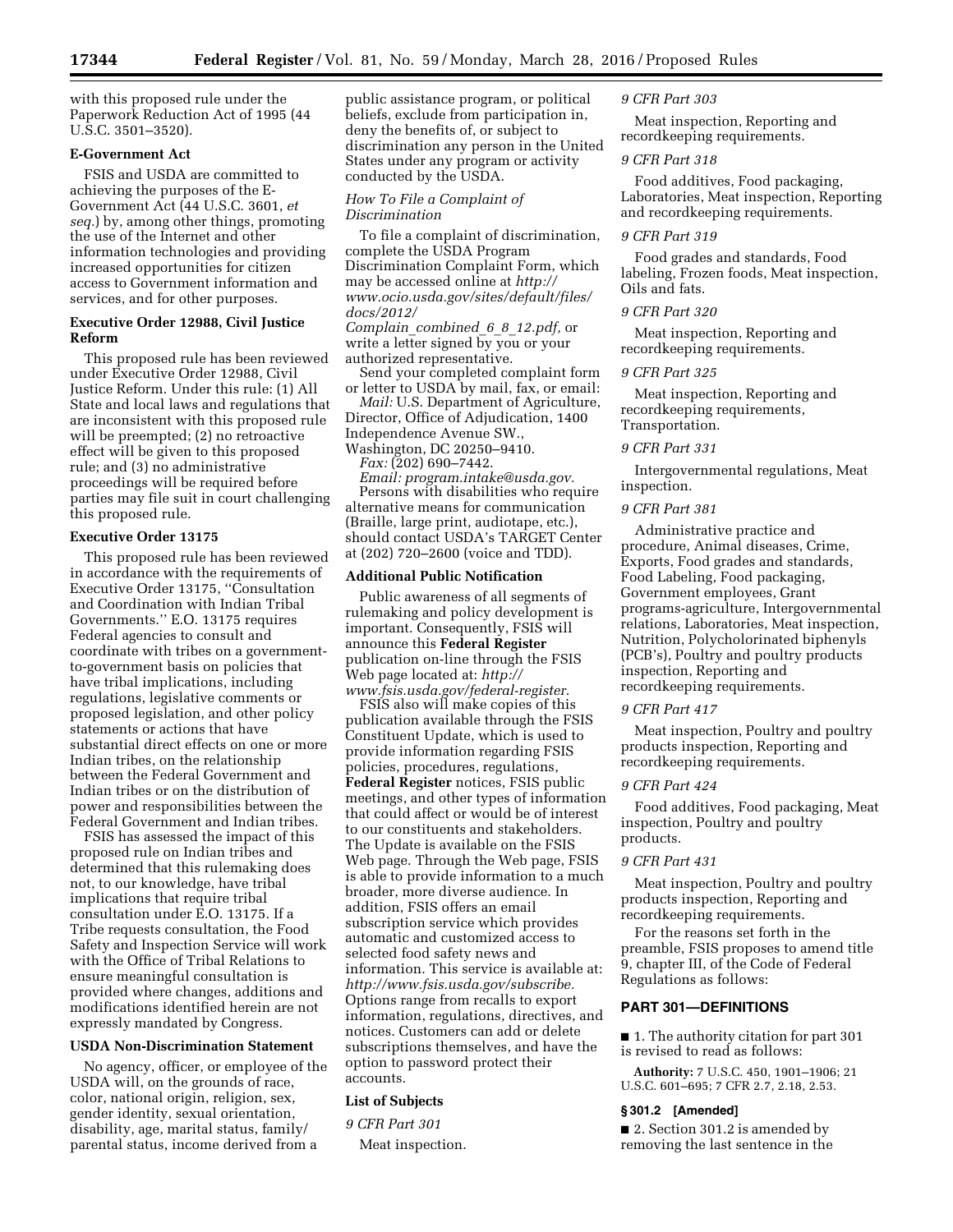with this proposed rule under the Paperwork Reduction Act of 1995 (44 U.S.C. 3501–3520).

**E-Government Act**

FSIS and USDA are committed to achieving the purposes of the E-Government Act (44 U.S.C. 3601, *et seq.*) by, among other things, promoting the use of the Internet and other information technologies and providing increased opportunities for citizen access to Government information and services, and for other purposes.

**Executive Order 12988, Civil Justice Reform**

This proposed rule has been reviewed under Executive Order 12988, Civil Justice Reform. Under this rule: (1) All State and local laws and regulations that are inconsistent with this proposed rule will be preempted; (2) no retroactive effect will be given to this proposed rule; and (3) no administrative proceedings will be required before parties may file suit in court challenging this proposed rule.

**Executive Order 13175**

This proposed rule has been reviewed in accordance with the requirements of Executive Order 13175, ''Consultation and Coordination with Indian Tribal Governments.'' E.O. 13175 requires Federal agencies to consult and coordinate with tribes on a government-to-government basis on policies that have tribal implications, including regulations, legislative comments or proposed legislation, and other policy statements or actions that have substantial direct effects on one or more Indian tribes, on the relationship between the Federal Government and Indian tribes or on the distribution of power and responsibilities between the Federal Government and Indian tribes.

FSIS has assessed the impact of this proposed rule on Indian tribes and determined that this rulemaking does not, to our knowledge, have tribal implications that require tribal consultation under E.O. 13175. If a Tribe requests consultation, the Food Safety and Inspection Service will work with the Office of Tribal Relations to ensure meaningful consultation is provided where changes, additions and modifications identified herein are not expressly mandated by Congress.

**USDA Non-Discrimination Statement**

No agency, officer, or employee of the USDA will, on the grounds of race, color, national origin, religion, sex, gender identity, sexual orientation, disability, age, marital status, family/parental status, income derived from a public assistance program, or political beliefs, exclude from participation in, deny the benefits of, or subject to discrimination any person in the United States under any program or activity conducted by the USDA.

*How To File a Complaint of Discrimination*

To file a complaint of discrimination, complete the USDA Program Discrimination Complaint Form, which may be accessed online at *http://www.ocio.usda.gov/sites/default/files/docs/2012/Complain_combined_6_8_12.pdf,* or write a letter signed by you or your authorized representative.

Send your completed complaint form or letter to USDA by mail, fax, or email:

*Mail:* U.S. Department of Agriculture, Director, Office of Adjudication, 1400 Independence Avenue SW., Washington, DC 20250–9410.

*Fax:* (202) 690–7442.

*Email: program.intake@usda.gov.*

Persons with disabilities who require alternative means for communication (Braille, large print, audiotape, etc.), should contact USDA's TARGET Center at (202) 720–2600 (voice and TDD).

**Additional Public Notification**

Public awareness of all segments of rulemaking and policy development is important. Consequently, FSIS will announce this **Federal Register** publication on-line through the FSIS Web page located at: *http://www.fsis.usda.gov/federal-register.*

FSIS also will make copies of this publication available through the FSIS Constituent Update, which is used to provide information regarding FSIS policies, procedures, regulations, **Federal Register** notices, FSIS public meetings, and other types of information that could affect or would be of interest to our constituents and stakeholders. The Update is available on the FSIS Web page. Through the Web page, FSIS is able to provide information to a much broader, more diverse audience. In addition, FSIS offers an email subscription service which provides automatic and customized access to selected food safety news and information. This service is available at: *http://www.fsis.usda.gov/subscribe.* Options range from recalls to export information, regulations, directives, and notices. Customers can add or delete subscriptions themselves, and have the option to password protect their accounts.

**List of Subjects**

*9 CFR Part 301*

Meat inspection.

*9 CFR Part 303*

Meat inspection, Reporting and recordkeeping requirements.

*9 CFR Part 318*

Food additives, Food packaging, Laboratories, Meat inspection, Reporting and recordkeeping requirements.

*9 CFR Part 319*

Food grades and standards, Food labeling, Frozen foods, Meat inspection, Oils and fats.

*9 CFR Part 320*

Meat inspection, Reporting and recordkeeping requirements.

*9 CFR Part 325*

Meat inspection, Reporting and recordkeeping requirements, Transportation.

*9 CFR Part 331*

Intergovernmental regulations, Meat inspection.

*9 CFR Part 381*

Administrative practice and procedure, Animal diseases, Crime, Exports, Food grades and standards, Food Labeling, Food packaging, Government employees, Grant programs-agriculture, Intergovernmental relations, Laboratories, Meat inspection, Nutrition, Polycholorinated biphenyls (PCB's), Poultry and poultry products inspection, Reporting and recordkeeping requirements.

*9 CFR Part 417*

Meat inspection, Poultry and poultry products inspection, Reporting and recordkeeping requirements.

*9 CFR Part 424*

Food additives, Food packaging, Meat inspection, Poultry and poultry products.

*9 CFR Part 431*

Meat inspection, Poultry and poultry products inspection, Reporting and recordkeeping requirements.

For the reasons set forth in the preamble, FSIS proposes to amend title 9, chapter III, of the Code of Federal Regulations as follows:

## PART 301—DEFINITIONS

■ 1. The authority citation for part 301 is revised to read as follows:

**Authority:** 7 U.S.C. 450, 1901–1906; 21 U.S.C. 601–695; 7 CFR 2.7, 2.18, 2.53.

**§ 301.2 [Amended]**

■ 2. Section 301.2 is amended by removing the last sentence in the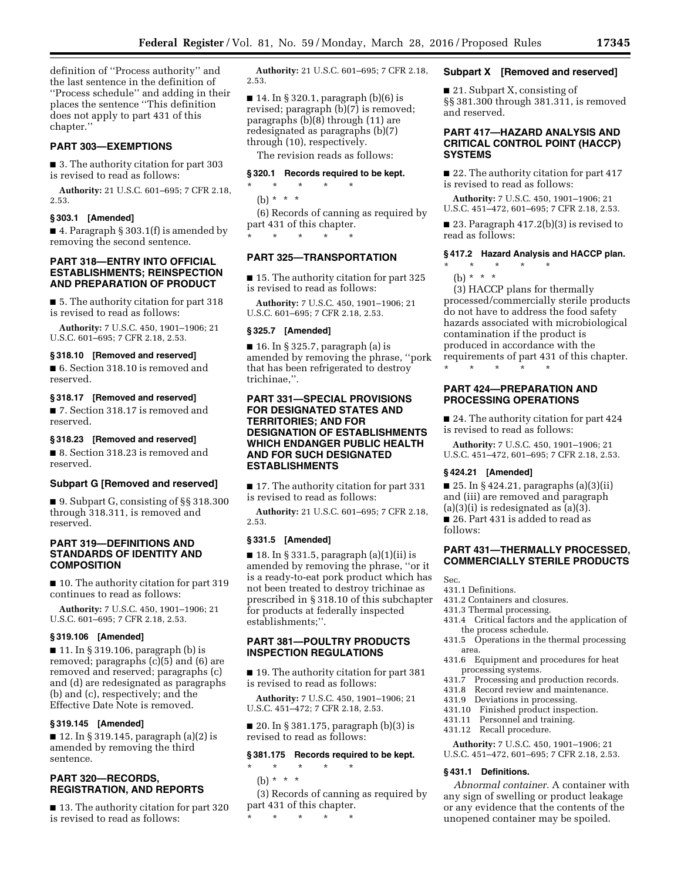definition of ''Process authority'' and the last sentence in the definition of ''Process schedule'' and adding in their places the sentence ''This definition does not apply to part 431 of this chapter.''

## PART 303—EXEMPTIONS

■ 3. The authority citation for part 303 is revised to read as follows:

**Authority:** 21 U.S.C. 601–695; 7 CFR 2.18, 2.53.

### § 303.1 [Amended]

■ 4. Paragraph § 303.1(f) is amended by removing the second sentence.

## PART 318—ENTRY INTO OFFICIAL ESTABLISHMENTS; REINSPECTION AND PREPARATION OF PRODUCT

■ 5. The authority citation for part 318 is revised to read as follows:

**Authority:** 7 U.S.C. 450, 1901–1906; 21 U.S.C. 601–695; 7 CFR 2.18, 2.53.

### § 318.10 [Removed and reserved]

■ 6. Section 318.10 is removed and reserved.

### § 318.17 [Removed and reserved]

■ 7. Section 318.17 is removed and reserved.

### § 318.23 [Removed and reserved]

■ 8. Section 318.23 is removed and reserved.

### Subpart G [Removed and reserved]

■ 9. Subpart G, consisting of §§ 318.300 through 318.311, is removed and reserved.

## PART 319—DEFINITIONS AND STANDARDS OF IDENTITY AND COMPOSITION

■ 10. The authority citation for part 319 continues to read as follows:

**Authority:** 7 U.S.C. 450, 1901–1906; 21 U.S.C. 601–695; 7 CFR 2.18, 2.53.

### § 319.106 [Amended]

■ 11. In § 319.106, paragraph (b) is removed; paragraphs (c)(5) and (6) are removed and reserved; paragraphs (c) and (d) are redesignated as paragraphs (b) and (c), respectively; and the Effective Date Note is removed.

### § 319.145 [Amended]

■ 12. In § 319.145, paragraph (a)(2) is amended by removing the third sentence.

## PART 320—RECORDS, REGISTRATION, AND REPORTS

■ 13. The authority citation for part 320 is revised to read as follows:

**Authority:** 21 U.S.C. 601–695; 7 CFR 2.18, 2.53.

■ 14. In § 320.1, paragraph (b)(6) is revised; paragraph (b)(7) is removed; paragraphs (b)(8) through (11) are redesignated as paragraphs (b)(7) through (10), respectively.

The revision reads as follows:

### § 320.1 Records required to be kept.

\* \* \* \* \*

(b) \* \* \*

(6) Records of canning as required by part 431 of this chapter.

\* \* \* \* \*

## PART 325—TRANSPORTATION

■ 15. The authority citation for part 325 is revised to read as follows:

**Authority:** 7 U.S.C. 450, 1901–1906; 21 U.S.C. 601–695; 7 CFR 2.18, 2.53.

### § 325.7 [Amended]

■ 16. In § 325.7, paragraph (a) is amended by removing the phrase, ''pork that has been refrigerated to destroy trichinae,''.

## PART 331—SPECIAL PROVISIONS FOR DESIGNATED STATES AND TERRITORIES; AND FOR DESIGNATION OF ESTABLISHMENTS WHICH ENDANGER PUBLIC HEALTH AND FOR SUCH DESIGNATED ESTABLISHMENTS

■ 17. The authority citation for part 331 is revised to read as follows:

**Authority:** 21 U.S.C. 601–695; 7 CFR 2.18, 2.53.

### § 331.5 [Amended]

■ 18. In § 331.5, paragraph (a)(1)(ii) is amended by removing the phrase, ''or it is a ready-to-eat pork product which has not been treated to destroy trichinae as prescribed in § 318.10 of this subchapter for products at federally inspected establishments;''.

## PART 381—POULTRY PRODUCTS INSPECTION REGULATIONS

■ 19. The authority citation for part 381 is revised to read as follows:

**Authority:** 7 U.S.C. 450, 1901–1906; 21 U.S.C. 451–472; 7 CFR 2.18, 2.53.

■ 20. In § 381.175, paragraph (b)(3) is revised to read as follows:

### § 381.175 Records required to be kept.

\* \* \* \* \*

(b) \* \* \*

(3) Records of canning as required by part 431 of this chapter.

\* \* \* \* \*

### Subpart X [Removed and reserved]

■ 21. Subpart X, consisting of §§ 381.300 through 381.311, is removed and reserved.

## PART 417—HAZARD ANALYSIS AND CRITICAL CONTROL POINT (HACCP) SYSTEMS

■ 22. The authority citation for part 417 is revised to read as follows:

**Authority:** 7 U.S.C. 450, 1901–1906; 21 U.S.C. 451–472, 601–695; 7 CFR 2.18, 2.53.

■ 23. Paragraph 417.2(b)(3) is revised to read as follows:

### § 417.2 Hazard Analysis and HACCP plan.

\* \* \* \* \*

(b) \* \* \*

(3) HACCP plans for thermally processed/commercially sterile products do not have to address the food safety hazards associated with microbiological contamination if the product is produced in accordance with the requirements of part 431 of this chapter.

\* \* \* \* \*

## PART 424—PREPARATION AND PROCESSING OPERATIONS

■ 24. The authority citation for part 424 is revised to read as follows:

**Authority:** 7 U.S.C. 450, 1901–1906; 21 U.S.C. 451–472, 601–695; 7 CFR 2.18, 2.53.

### § 424.21 [Amended]

■ 25. In § 424.21, paragraphs (a)(3)(ii) and (iii) are removed and paragraph (a)(3)(i) is redesignated as (a)(3).

■ 26. Part 431 is added to read as follows:

## PART 431—THERMALLY PROCESSED, COMMERCIALLY STERILE PRODUCTS

Sec.
- 431.1 Definitions.
- 431.2 Containers and closures.
- 431.3 Thermal processing.
- 431.4 Critical factors and the application of the process schedule.
- 431.5 Operations in the thermal processing area.
- 431.6 Equipment and procedures for heat processing systems.
- 431.7 Processing and production records.
- 431.8 Record review and maintenance.
- 431.9 Deviations in processing.
- 431.10 Finished product inspection.
- 431.11 Personnel and training.
- 431.12 Recall procedure.

**Authority:** 7 U.S.C. 450, 1901–1906; 21 U.S.C. 451–472, 601–695; 7 CFR 2.18, 2.53.

### § 431.1 Definitions.

*Abnormal container.* A container with any sign of swelling or product leakage or any evidence that the contents of the unopened container may be spoiled.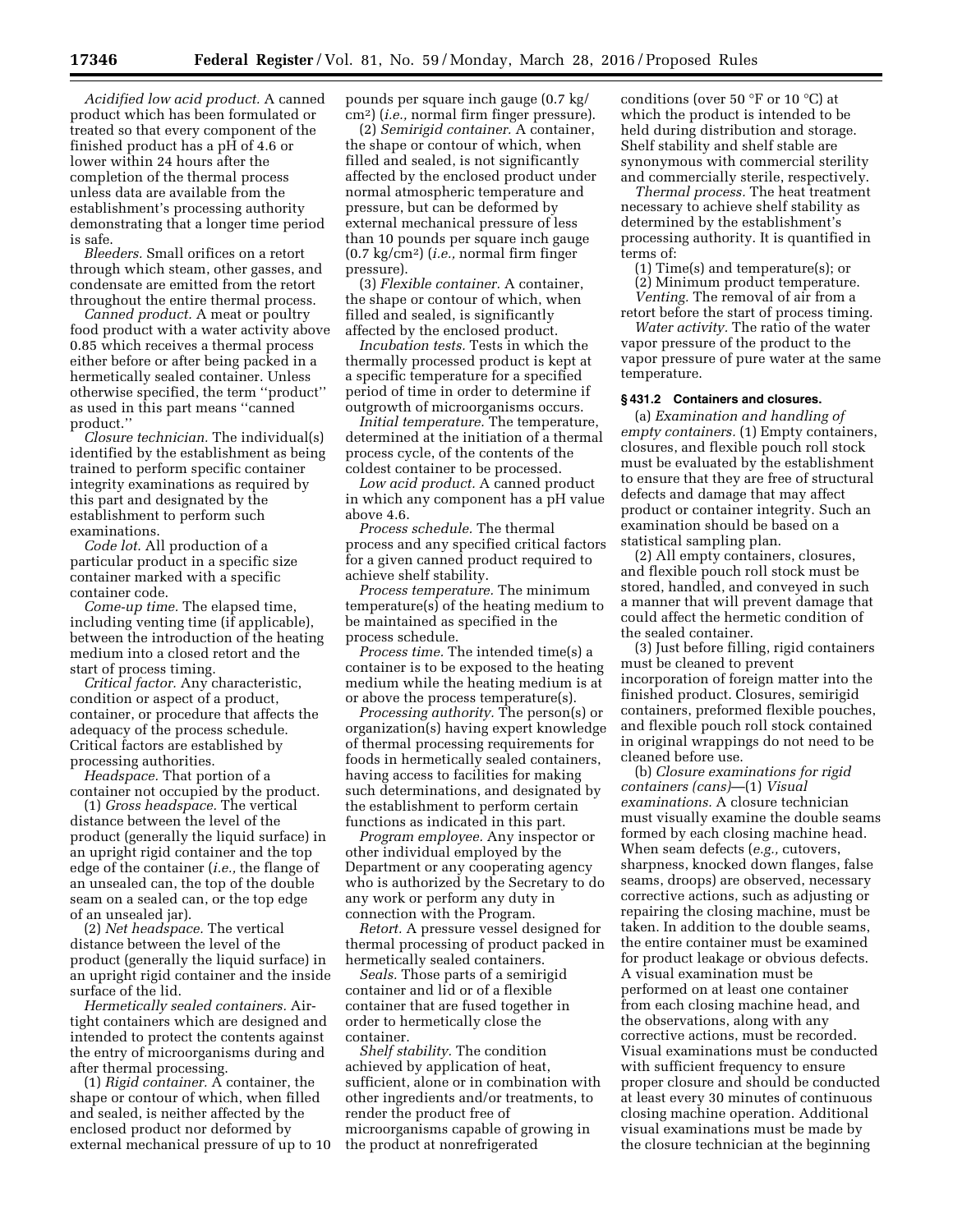*Acidified low acid product.* A canned product which has been formulated or treated so that every component of the finished product has a pH of 4.6 or lower within 24 hours after the completion of the thermal process unless data are available from the establishment's processing authority demonstrating that a longer time period is safe.

*Bleeders.* Small orifices on a retort through which steam, other gasses, and condensate are emitted from the retort throughout the entire thermal process.

*Canned product.* A meat or poultry food product with a water activity above 0.85 which receives a thermal process either before or after being packed in a hermetically sealed container. Unless otherwise specified, the term ''product'' as used in this part means ''canned product.''

*Closure technician.* The individual(s) identified by the establishment as being trained to perform specific container integrity examinations as required by this part and designated by the establishment to perform such examinations.

*Code lot.* All production of a particular product in a specific size container marked with a specific container code.

*Come-up time.* The elapsed time, including venting time (if applicable), between the introduction of the heating medium into a closed retort and the start of process timing.

*Critical factor.* Any characteristic, condition or aspect of a product, container, or procedure that affects the adequacy of the process schedule. Critical factors are established by processing authorities.

*Headspace.* That portion of a container not occupied by the product.

(1) *Gross headspace.* The vertical distance between the level of the product (generally the liquid surface) in an upright rigid container and the top edge of the container (*i.e.,* the flange of an unsealed can, the top of the double seam on a sealed can, or the top edge of an unsealed jar).

(2) *Net headspace.* The vertical distance between the level of the product (generally the liquid surface) in an upright rigid container and the inside surface of the lid.

*Hermetically sealed containers.* Air-tight containers which are designed and intended to protect the contents against the entry of microorganisms during and after thermal processing.

(1) *Rigid container.* A container, the shape or contour of which, when filled and sealed, is neither affected by the enclosed product nor deformed by external mechanical pressure of up to 10 pounds per square inch gauge (0.7 kg/cm$^2$) (*i.e.,* normal firm finger pressure).

(2) *Semirigid container.* A container, the shape or contour of which, when filled and sealed, is not significantly affected by the enclosed product under normal atmospheric temperature and pressure, but can be deformed by external mechanical pressure of less than 10 pounds per square inch gauge (0.7 kg/cm$^2$) (*i.e.,* normal firm finger pressure).

(3) *Flexible container.* A container, the shape or contour of which, when filled and sealed, is significantly affected by the enclosed product.

*Incubation tests.* Tests in which the thermally processed product is kept at a specific temperature for a specified period of time in order to determine if outgrowth of microorganisms occurs.

*Initial temperature.* The temperature, determined at the initiation of a thermal process cycle, of the contents of the coldest container to be processed.

*Low acid product.* A canned product in which any component has a pH value above 4.6.

*Process schedule.* The thermal process and any specified critical factors for a given canned product required to achieve shelf stability.

*Process temperature.* The minimum temperature(s) of the heating medium to be maintained as specified in the process schedule.

*Process time.* The intended time(s) a container is to be exposed to the heating medium while the heating medium is at or above the process temperature(s).

*Processing authority.* The person(s) or organization(s) having expert knowledge of thermal processing requirements for foods in hermetically sealed containers, having access to facilities for making such determinations, and designated by the establishment to perform certain functions as indicated in this part.

*Program employee.* Any inspector or other individual employed by the Department or any cooperating agency who is authorized by the Secretary to do any work or perform any duty in connection with the Program.

*Retort.* A pressure vessel designed for thermal processing of product packed in hermetically sealed containers.

*Seals.* Those parts of a semirigid container and lid or of a flexible container that are fused together in order to hermetically close the container.

*Shelf stability.* The condition achieved by application of heat, sufficient, alone or in combination with other ingredients and/or treatments, to render the product free of microorganisms capable of growing in the product at nonrefrigerated conditions (over 50 °F or 10 °C) at which the product is intended to be held during distribution and storage. Shelf stability and shelf stable are synonymous with commercial sterility and commercially sterile, respectively.

*Thermal process.* The heat treatment necessary to achieve shelf stability as determined by the establishment's processing authority. It is quantified in terms of:

(1) Time(s) and temperature(s); or

(2) Minimum product temperature.

*Venting.* The removal of air from a retort before the start of process timing.

*Water activity.* The ratio of the water vapor pressure of the product to the vapor pressure of pure water at the same temperature.

**§ 431.2 Containers and closures.**

(a) *Examination and handling of empty containers.* (1) Empty containers, closures, and flexible pouch roll stock must be evaluated by the establishment to ensure that they are free of structural defects and damage that may affect product or container integrity. Such an examination should be based on a statistical sampling plan.

(2) All empty containers, closures, and flexible pouch roll stock must be stored, handled, and conveyed in such a manner that will prevent damage that could affect the hermetic condition of the sealed container.

(3) Just before filling, rigid containers must be cleaned to prevent incorporation of foreign matter into the finished product. Closures, semirigid containers, preformed flexible pouches, and flexible pouch roll stock contained in original wrappings do not need to be cleaned before use.

(b) *Closure examinations for rigid containers (cans)*—(1) *Visual examinations.* A closure technician must visually examine the double seams formed by each closing machine head. When seam defects (*e.g.,* cutovers, sharpness, knocked down flanges, false seams, droops) are observed, necessary corrective actions, such as adjusting or repairing the closing machine, must be taken. In addition to the double seams, the entire container must be examined for product leakage or obvious defects. A visual examination must be performed on at least one container from each closing machine head, and the observations, along with any corrective actions, must be recorded. Visual examinations must be conducted with sufficient frequency to ensure proper closure and should be conducted at least every 30 minutes of continuous closing machine operation. Additional visual examinations must be made by the closure technician at the beginning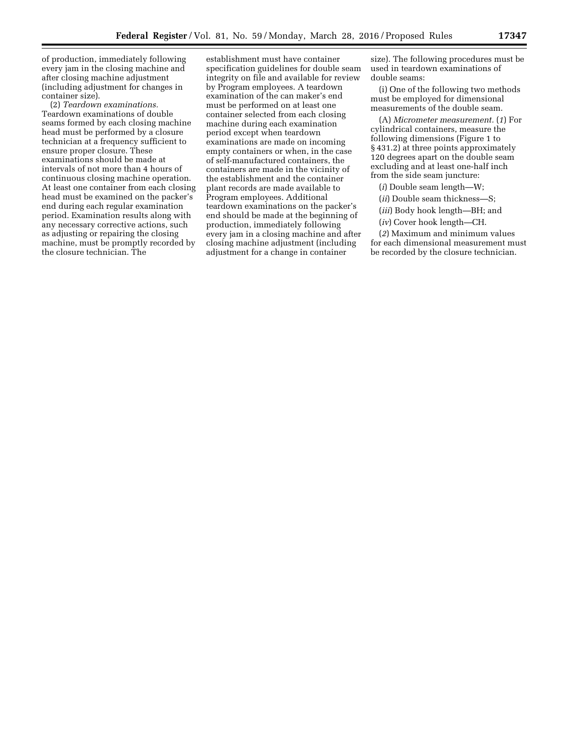of production, immediately following every jam in the closing machine and after closing machine adjustment (including adjustment for changes in container size).

(2) *Teardown examinations.* Teardown examinations of double seams formed by each closing machine head must be performed by a closure technician at a frequency sufficient to ensure proper closure. These examinations should be made at intervals of not more than 4 hours of continuous closing machine operation. At least one container from each closing head must be examined on the packer's end during each regular examination period. Examination results along with any necessary corrective actions, such as adjusting or repairing the closing machine, must be promptly recorded by the closure technician. The establishment must have container specification guidelines for double seam integrity on file and available for review by Program employees. A teardown examination of the can maker's end must be performed on at least one container selected from each closing machine during each examination period except when teardown examinations are made on incoming empty containers or when, in the case of self-manufactured containers, the containers are made in the vicinity of the establishment and the container plant records are made available to Program employees. Additional teardown examinations on the packer's end should be made at the beginning of production, immediately following every jam in a closing machine and after closing machine adjustment (including adjustment for a change in container size). The following procedures must be used in teardown examinations of double seams:

(i) One of the following two methods must be employed for dimensional measurements of the double seam.

(A) *Micrometer measurement.* (*1*) For cylindrical containers, measure the following dimensions (Figure 1 to § 431.2) at three points approximately 120 degrees apart on the double seam excluding and at least one-half inch from the side seam juncture:

(*i*) Double seam length—W;

(*ii*) Double seam thickness—S;

(*iii*) Body hook length—BH; and

(*iv*) Cover hook length—CH.

(*2*) Maximum and minimum values for each dimensional measurement must be recorded by the closure technician.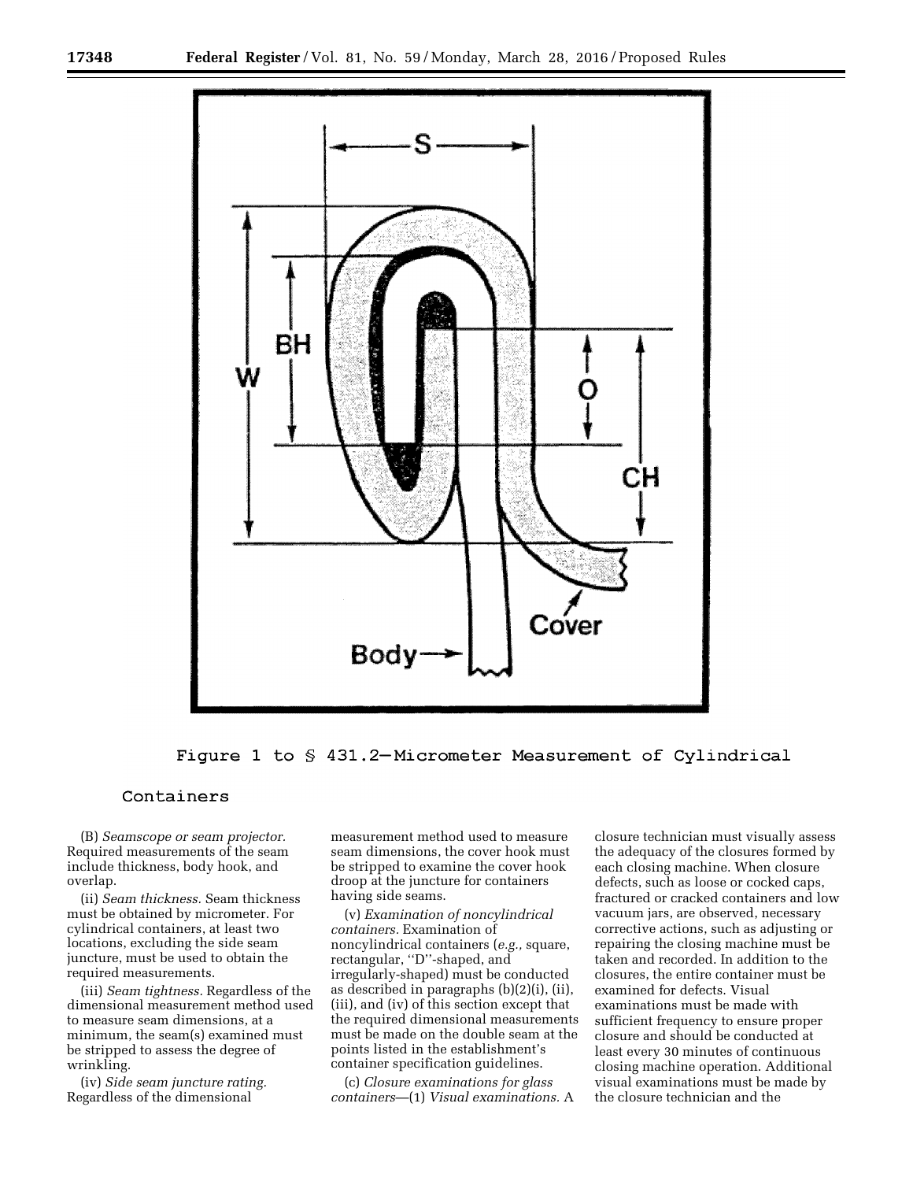Figure 1 to § 431.2—Micrometer Measurement of Cylindrical Containers

(B) *Seamscope or seam projector.* Required measurements of the seam include thickness, body hook, and overlap.

(ii) *Seam thickness.* Seam thickness must be obtained by micrometer. For cylindrical containers, at least two locations, excluding the side seam juncture, must be used to obtain the required measurements.

(iii) *Seam tightness.* Regardless of the dimensional measurement method used to measure seam dimensions, at a minimum, the seam(s) examined must be stripped to assess the degree of wrinkling.

(iv) *Side seam juncture rating.* Regardless of the dimensional measurement method used to measure seam dimensions, the cover hook must be stripped to examine the cover hook droop at the juncture for containers having side seams.

(v) *Examination of noncylindrical containers.* Examination of noncylindrical containers (*e.g.,* square, rectangular, ''D''-shaped, and irregularly-shaped) must be conducted as described in paragraphs (b)(2)(i), (ii), (iii), and (iv) of this section except that the required dimensional measurements must be made on the double seam at the points listed in the establishment's container specification guidelines.

(c) *Closure examinations for glass containers*—(1) *Visual examinations.* A closure technician must visually assess the adequacy of the closures formed by each closing machine. When closure defects, such as loose or cocked caps, fractured or cracked containers and low vacuum jars, are observed, necessary corrective actions, such as adjusting or repairing the closing machine must be taken and recorded. In addition to the closures, the entire container must be examined for defects. Visual examinations must be made with sufficient frequency to ensure proper closure and should be conducted at least every 30 minutes of continuous closing machine operation. Additional visual examinations must be made by the closure technician and the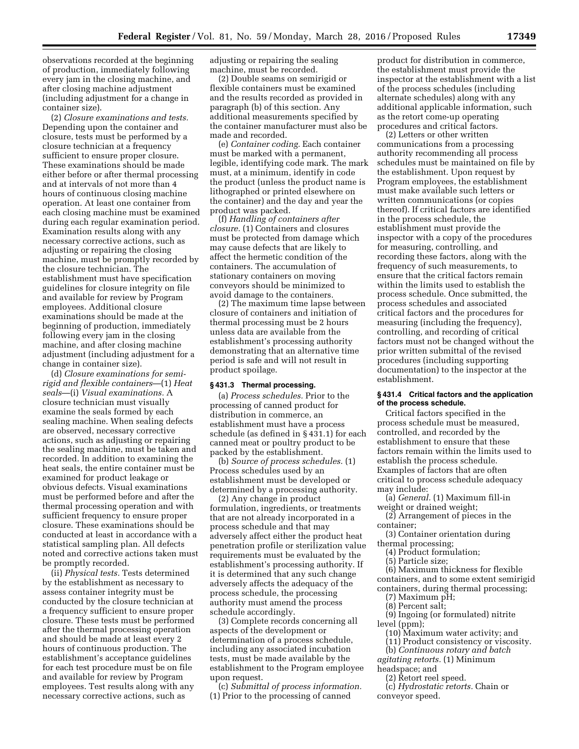observations recorded at the beginning of production, immediately following every jam in the closing machine, and after closing machine adjustment (including adjustment for a change in container size).

(2) *Closure examinations and tests.* Depending upon the container and closure, tests must be performed by a closure technician at a frequency sufficient to ensure proper closure. These examinations should be made either before or after thermal processing and at intervals of not more than 4 hours of continuous closing machine operation. At least one container from each closing machine must be examined during each regular examination period. Examination results along with any necessary corrective actions, such as adjusting or repairing the closing machine, must be promptly recorded by the closure technician. The establishment must have specification guidelines for closure integrity on file and available for review by Program employees. Additional closure examinations should be made at the beginning of production, immediately following every jam in the closing machine, and after closing machine adjustment (including adjustment for a change in container size).

(d) *Closure examinations for semi-rigid and flexible containers*—(1) *Heat seals*—(i) *Visual examinations.* A closure technician must visually examine the seals formed by each sealing machine. When sealing defects are observed, necessary corrective actions, such as adjusting or repairing the sealing machine, must be taken and recorded. In addition to examining the heat seals, the entire container must be examined for product leakage or obvious defects. Visual examinations must be performed before and after the thermal processing operation and with sufficient frequency to ensure proper closure. These examinations should be conducted at least in accordance with a statistical sampling plan. All defects noted and corrective actions taken must be promptly recorded.

(ii) *Physical tests.* Tests determined by the establishment as necessary to assess container integrity must be conducted by the closure technician at a frequency sufficient to ensure proper closure. These tests must be performed after the thermal processing operation and should be made at least every 2 hours of continuous production. The establishment's acceptance guidelines for each test procedure must be on file and available for review by Program employees. Test results along with any necessary corrective actions, such as adjusting or repairing the sealing machine, must be recorded.

(2) Double seams on semirigid or flexible containers must be examined and the results recorded as provided in paragraph (b) of this section. Any additional measurements specified by the container manufacturer must also be made and recorded.

(e) *Container coding.* Each container must be marked with a permanent, legible, identifying code mark. The mark must, at a minimum, identify in code the product (unless the product name is lithographed or printed elsewhere on the container) and the day and year the product was packed.

(f) *Handling of containers after closure.* (1) Containers and closures must be protected from damage which may cause defects that are likely to affect the hermetic condition of the containers. The accumulation of stationary containers on moving conveyors should be minimized to avoid damage to the containers.

(2) The maximum time lapse between closure of containers and initiation of thermal processing must be 2 hours unless data are available from the establishment's processing authority demonstrating that an alternative time period is safe and will not result in product spoilage.

### § 431.3 Thermal processing.

(a) *Process schedules.* Prior to the processing of canned product for distribution in commerce, an establishment must have a process schedule (as defined in § 431.1) for each canned meat or poultry product to be packed by the establishment.

(b) *Source of process schedules.* (1) Process schedules used by an establishment must be developed or determined by a processing authority.

(2) Any change in product formulation, ingredients, or treatments that are not already incorporated in a process schedule and that may adversely affect either the product heat penetration profile or sterilization value requirements must be evaluated by the establishment's processing authority. If it is determined that any such change adversely affects the adequacy of the process schedule, the processing authority must amend the process schedule accordingly.

(3) Complete records concerning all aspects of the development or determination of a process schedule, including any associated incubation tests, must be made available by the establishment to the Program employee upon request.

(c) *Submittal of process information.* (1) Prior to the processing of canned product for distribution in commerce, the establishment must provide the inspector at the establishment with a list of the process schedules (including alternate schedules) along with any additional applicable information, such as the retort come-up operating procedures and critical factors.

(2) Letters or other written communications from a processing authority recommending all process schedules must be maintained on file by the establishment. Upon request by Program employees, the establishment must make available such letters or written communications (or copies thereof). If critical factors are identified in the process schedule, the establishment must provide the inspector with a copy of the procedures for measuring, controlling, and recording these factors, along with the frequency of such measurements, to ensure that the critical factors remain within the limits used to establish the process schedule. Once submitted, the process schedules and associated critical factors and the procedures for measuring (including the frequency), controlling, and recording of critical factors must not be changed without the prior written submittal of the revised procedures (including supporting documentation) to the inspector at the establishment.

### § 431.4 Critical factors and the application of the process schedule.

Critical factors specified in the process schedule must be measured, controlled, and recorded by the establishment to ensure that these factors remain within the limits used to establish the process schedule. Examples of factors that are often critical to process schedule adequacy may include:

(a) *General.* (1) Maximum fill-in weight or drained weight;

(2) Arrangement of pieces in the container;

(3) Container orientation during thermal processing;

(4) Product formulation;

(5) Particle size;

(6) Maximum thickness for flexible containers, and to some extent semirigid containers, during thermal processing;

(7) Maximum pH;

(8) Percent salt;

(9) Ingoing (or formulated) nitrite level (ppm);

(10) Maximum water activity; and

(11) Product consistency or viscosity.

(b) *Continuous rotary and batch agitating retorts.* (1) Minimum headspace; and

(2) Retort reel speed.

(c) *Hydrostatic retorts.* Chain or conveyor speed.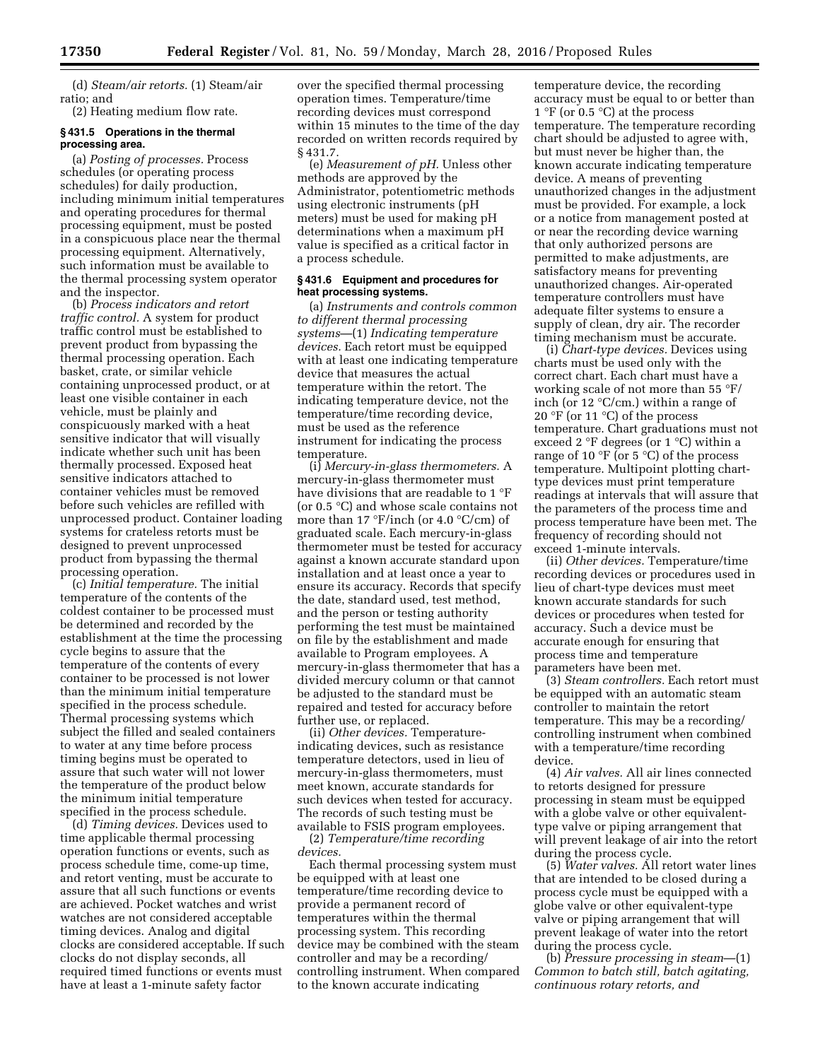(d) *Steam/air retorts.* (1) Steam/air ratio; and

(2) Heating medium flow rate.

### § 431.5 Operations in the thermal processing area.

(a) *Posting of processes.* Process schedules (or operating process schedules) for daily production, including minimum initial temperatures and operating procedures for thermal processing equipment, must be posted in a conspicuous place near the thermal processing equipment. Alternatively, such information must be available to the thermal processing system operator and the inspector.

(b) *Process indicators and retort traffic control.* A system for product traffic control must be established to prevent product from bypassing the thermal processing operation. Each basket, crate, or similar vehicle containing unprocessed product, or at least one visible container in each vehicle, must be plainly and conspicuously marked with a heat sensitive indicator that will visually indicate whether such unit has been thermally processed. Exposed heat sensitive indicators attached to container vehicles must be removed before such vehicles are refilled with unprocessed product. Container loading systems for crateless retorts must be designed to prevent unprocessed product from bypassing the thermal processing operation.

(c) *Initial temperature.* The initial temperature of the contents of the coldest container to be processed must be determined and recorded by the establishment at the time the processing cycle begins to assure that the temperature of the contents of every container to be processed is not lower than the minimum initial temperature specified in the process schedule. Thermal processing systems which subject the filled and sealed containers to water at any time before process timing begins must be operated to assure that such water will not lower the temperature of the product below the minimum initial temperature specified in the process schedule.

(d) *Timing devices.* Devices used to time applicable thermal processing operation functions or events, such as process schedule time, come-up time, and retort venting, must be accurate to assure that all such functions or events are achieved. Pocket watches and wrist watches are not considered acceptable timing devices. Analog and digital clocks are considered acceptable. If such clocks do not display seconds, all required timed functions or events must have at least a 1-minute safety factor over the specified thermal processing operation times. Temperature/time recording devices must correspond within 15 minutes to the time of the day recorded on written records required by § 431.7.

(e) *Measurement of pH.* Unless other methods are approved by the Administrator, potentiometric methods using electronic instruments (pH meters) must be used for making pH determinations when a maximum pH value is specified as a critical factor in a process schedule.

### § 431.6 Equipment and procedures for heat processing systems.

(a) *Instruments and controls common to different thermal processing systems*—(1) *Indicating temperature devices.* Each retort must be equipped with at least one indicating temperature device that measures the actual temperature within the retort. The indicating temperature device, not the temperature/time recording device, must be used as the reference instrument for indicating the process temperature.

(i) *Mercury-in-glass thermometers.* A mercury-in-glass thermometer must have divisions that are readable to 1 °F (or 0.5 °C) and whose scale contains not more than 17 °F/inch (or 4.0 °C/cm) of graduated scale. Each mercury-in-glass thermometer must be tested for accuracy against a known accurate standard upon installation and at least once a year to ensure its accuracy. Records that specify the date, standard used, test method, and the person or testing authority performing the test must be maintained on file by the establishment and made available to Program employees. A mercury-in-glass thermometer that has a divided mercury column or that cannot be adjusted to the standard must be repaired and tested for accuracy before further use, or replaced.

(ii) *Other devices.* Temperature-indicating devices, such as resistance temperature detectors, used in lieu of mercury-in-glass thermometers, must meet known, accurate standards for such devices when tested for accuracy. The records of such testing must be available to FSIS program employees.

(2) *Temperature/time recording devices.*

Each thermal processing system must be equipped with at least one temperature/time recording device to provide a permanent record of temperatures within the thermal processing system. This recording device may be combined with the steam controller and may be a recording/controlling instrument. When compared to the known accurate indicating temperature device, the recording accuracy must be equal to or better than 1 °F (or 0.5 °C) at the process temperature. The temperature recording chart should be adjusted to agree with, but must never be higher than, the known accurate indicating temperature device. A means of preventing unauthorized changes in the adjustment must be provided. For example, a lock or a notice from management posted at or near the recording device warning that only authorized persons are permitted to make adjustments, are satisfactory means for preventing unauthorized changes. Air-operated temperature controllers must have adequate filter systems to ensure a supply of clean, dry air. The recorder timing mechanism must be accurate.

(i) *Chart-type devices.* Devices using charts must be used only with the correct chart. Each chart must have a working scale of not more than 55 °F/inch (or 12 °C/cm.) within a range of 20 °F (or 11 °C) of the process temperature. Chart graduations must not exceed 2 °F degrees (or 1 °C) within a range of 10 °F (or 5 °C) of the process temperature. Multipoint plotting chart-type devices must print temperature readings at intervals that will assure that the parameters of the process time and process temperature have been met. The frequency of recording should not exceed 1-minute intervals.

(ii) *Other devices.* Temperature/time recording devices or procedures used in lieu of chart-type devices must meet known accurate standards for such devices or procedures when tested for accuracy. Such a device must be accurate enough for ensuring that process time and temperature parameters have been met.

(3) *Steam controllers.* Each retort must be equipped with an automatic steam controller to maintain the retort temperature. This may be a recording/controlling instrument when combined with a temperature/time recording device.

(4) *Air valves.* All air lines connected to retorts designed for pressure processing in steam must be equipped with a globe valve or other equivalent-type valve or piping arrangement that will prevent leakage of air into the retort during the process cycle.

(5) *Water valves.* All retort water lines that are intended to be closed during a process cycle must be equipped with a globe valve or other equivalent-type valve or piping arrangement that will prevent leakage of water into the retort during the process cycle.

(b) *Pressure processing in steam*—(1) *Common to batch still, batch agitating, continuous rotary retorts, and*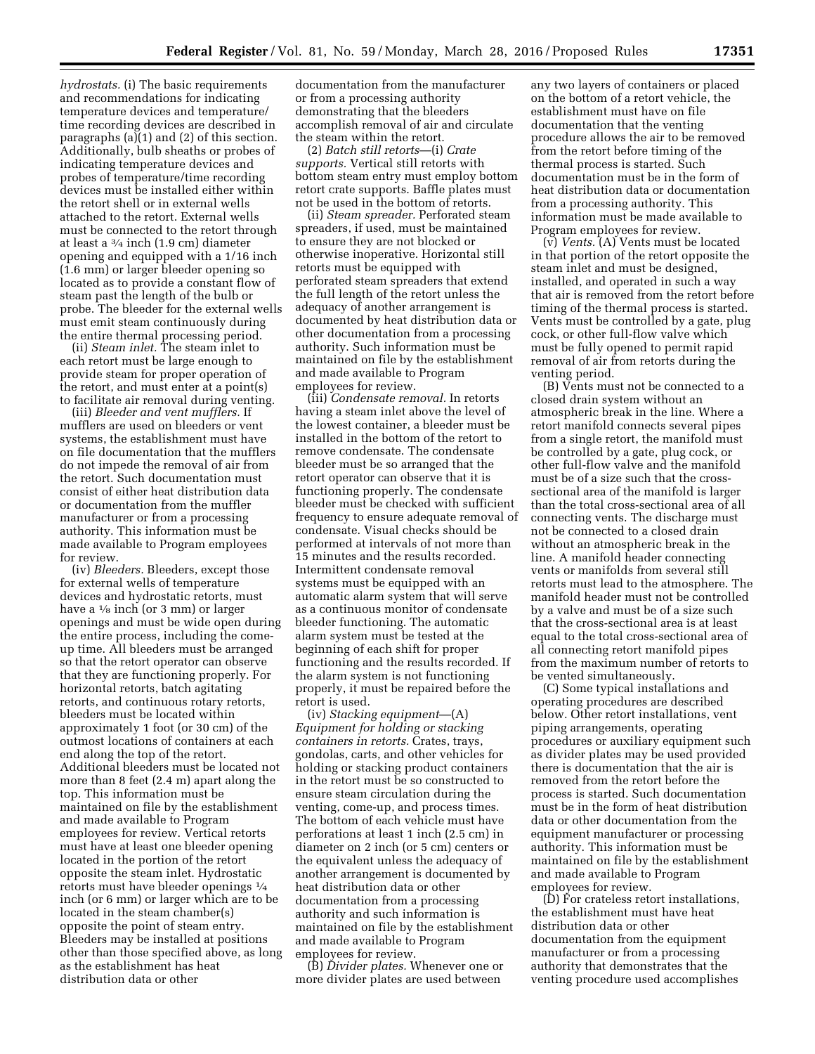*hydrostats.* (i) The basic requirements and recommendations for indicating temperature devices and temperature/time recording devices are described in paragraphs (a)(1) and (2) of this section. Additionally, bulb sheaths or probes of indicating temperature devices and probes of temperature/time recording devices must be installed either within the retort shell or in external wells attached to the retort. External wells must be connected to the retort through at least a ¾ inch (1.9 cm) diameter opening and equipped with a 1/16 inch (1.6 mm) or larger bleeder opening so located as to provide a constant flow of steam past the length of the bulb or probe. The bleeder for the external wells must emit steam continuously during the entire thermal processing period.

(ii) *Steam inlet.* The steam inlet to each retort must be large enough to provide steam for proper operation of the retort, and must enter at a point(s) to facilitate air removal during venting.

(iii) *Bleeder and vent mufflers.* If mufflers are used on bleeders or vent systems, the establishment must have on file documentation that the mufflers do not impede the removal of air from the retort. Such documentation must consist of either heat distribution data or documentation from the muffler manufacturer or from a processing authority. This information must be made available to Program employees for review.

(iv) *Bleeders.* Bleeders, except those for external wells of temperature devices and hydrostatic retorts, must have a ⅛ inch (or 3 mm) or larger openings and must be wide open during the entire process, including the come-up time. All bleeders must be arranged so that the retort operator can observe that they are functioning properly. For horizontal retorts, batch agitating retorts, and continuous rotary retorts, bleeders must be located within approximately 1 foot (or 30 cm) of the outmost locations of containers at each end along the top of the retort. Additional bleeders must be located not more than 8 feet (2.4 m) apart along the top. This information must be maintained on file by the establishment and made available to Program employees for review. Vertical retorts must have at least one bleeder opening located in the portion of the retort opposite the steam inlet. Hydrostatic retorts must have bleeder openings ¼ inch (or 6 mm) or larger which are to be located in the steam chamber(s) opposite the point of steam entry. Bleeders may be installed at positions other than those specified above, as long as the establishment has heat distribution data or other documentation from the manufacturer or from a processing authority demonstrating that the bleeders accomplish removal of air and circulate the steam within the retort.

(2) *Batch still retorts*—(i) *Crate supports.* Vertical still retorts with bottom steam entry must employ bottom retort crate supports. Baffle plates must not be used in the bottom of retorts.

(ii) *Steam spreader.* Perforated steam spreaders, if used, must be maintained to ensure they are not blocked or otherwise inoperative. Horizontal still retorts must be equipped with perforated steam spreaders that extend the full length of the retort unless the adequacy of another arrangement is documented by heat distribution data or other documentation from a processing authority. Such information must be maintained on file by the establishment and made available to Program employees for review.

(iii) *Condensate removal.* In retorts having a steam inlet above the level of the lowest container, a bleeder must be installed in the bottom of the retort to remove condensate. The condensate bleeder must be so arranged that the retort operator can observe that it is functioning properly. The condensate bleeder must be checked with sufficient frequency to ensure adequate removal of condensate. Visual checks should be performed at intervals of not more than 15 minutes and the results recorded. Intermittent condensate removal systems must be equipped with an automatic alarm system that will serve as a continuous monitor of condensate bleeder functioning. The automatic alarm system must be tested at the beginning of each shift for proper functioning and the results recorded. If the alarm system is not functioning properly, it must be repaired before the retort is used.

(iv) *Stacking equipment*—(A) *Equipment for holding or stacking containers in retorts.* Crates, trays, gondolas, carts, and other vehicles for holding or stacking product containers in the retort must be so constructed to ensure steam circulation during the venting, come-up, and process times. The bottom of each vehicle must have perforations at least 1 inch (2.5 cm) in diameter on 2 inch (or 5 cm) centers or the equivalent unless the adequacy of another arrangement is documented by heat distribution data or other documentation from a processing authority and such information is maintained on file by the establishment and made available to Program employees for review.

(B) *Divider plates.* Whenever one or more divider plates are used between any two layers of containers or placed on the bottom of a retort vehicle, the establishment must have on file documentation that the venting procedure allows the air to be removed from the retort before timing of the thermal process is started. Such documentation must be in the form of heat distribution data or documentation from a processing authority. This information must be made available to Program employees for review.

(v) *Vents.* (A) Vents must be located in that portion of the retort opposite the steam inlet and must be designed, installed, and operated in such a way that air is removed from the retort before timing of the thermal process is started. Vents must be controlled by a gate, plug cock, or other full-flow valve which must be fully opened to permit rapid removal of air from retorts during the venting period.

(B) Vents must not be connected to a closed drain system without an atmospheric break in the line. Where a retort manifold connects several pipes from a single retort, the manifold must be controlled by a gate, plug cock, or other full-flow valve and the manifold must be of a size such that the cross-sectional area of the manifold is larger than the total cross-sectional area of all connecting vents. The discharge must not be connected to a closed drain without an atmospheric break in the line. A manifold header connecting vents or manifolds from several still retorts must lead to the atmosphere. The manifold header must not be controlled by a valve and must be of a size such that the cross-sectional area is at least equal to the total cross-sectional area of all connecting retort manifold pipes from the maximum number of retorts to be vented simultaneously.

(C) Some typical installations and operating procedures are described below. Other retort installations, vent piping arrangements, operating procedures or auxiliary equipment such as divider plates may be used provided there is documentation that the air is removed from the retort before the process is started. Such documentation must be in the form of heat distribution data or other documentation from the equipment manufacturer or processing authority. This information must be maintained on file by the establishment and made available to Program employees for review.

(D) For crateless retort installations, the establishment must have heat distribution data or other documentation from the equipment manufacturer or from a processing authority that demonstrates that the venting procedure used accomplishes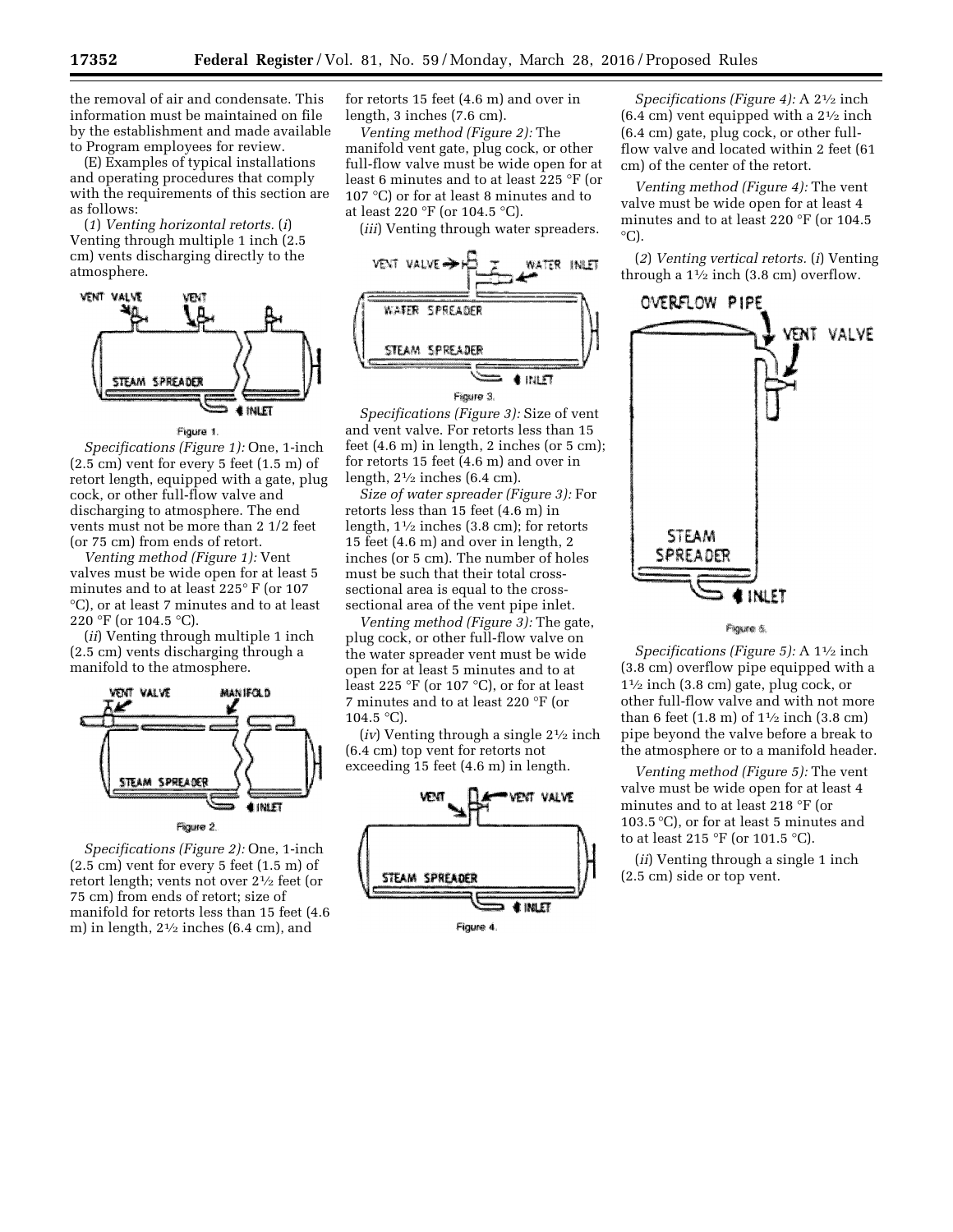the removal of air and condensate. This information must be maintained on file by the establishment and made available to Program employees for review.

(E) Examples of typical installations and operating procedures that comply with the requirements of this section are as follows:

(*1*) *Venting horizontal retorts.* (*i*) Venting through multiple 1 inch (2.5 cm) vents discharging directly to the atmosphere.

Figure 1.

*Specifications (Figure 1):* One, 1-inch (2.5 cm) vent for every 5 feet (1.5 m) of retort length, equipped with a gate, plug cock, or other full-flow valve and discharging to atmosphere. The end vents must not be more than 2 1/2 feet (or 75 cm) from ends of retort.

*Venting method (Figure 1):* Vent valves must be wide open for at least 5 minutes and to at least 225° F (or 107 °C), or at least 7 minutes and to at least 220 °F (or 104.5 °C).

(*ii*) Venting through multiple 1 inch (2.5 cm) vents discharging through a manifold to the atmosphere.

Figure 2.

*Specifications (Figure 2):* One, 1-inch (2.5 cm) vent for every 5 feet (1.5 m) of retort length; vents not over 2½ feet (or 75 cm) from ends of retort; size of manifold for retorts less than 15 feet (4.6 m) in length, 2½ inches (6.4 cm), and for retorts 15 feet (4.6 m) and over in length, 3 inches (7.6 cm).

*Venting method (Figure 2):* The manifold vent gate, plug cock, or other full-flow valve must be wide open for at least 6 minutes and to at least 225 °F (or 107 °C) or for at least 8 minutes and to at least 220 °F (or 104.5 °C).

(*iii*) Venting through water spreaders.

Figure 3.

*Specifications (Figure 3):* Size of vent and vent valve. For retorts less than 15 feet (4.6 m) in length, 2 inches (or 5 cm); for retorts 15 feet (4.6 m) and over in length, 2½ inches (6.4 cm).

*Size of water spreader (Figure 3):* For retorts less than 15 feet (4.6 m) in length, 1½ inches (3.8 cm); for retorts 15 feet (4.6 m) and over in length, 2 inches (or 5 cm). The number of holes must be such that their total cross-sectional area is equal to the cross-sectional area of the vent pipe inlet.

*Venting method (Figure 3):* The gate, plug cock, or other full-flow valve on the water spreader vent must be wide open for at least 5 minutes and to at least 225 °F (or 107 °C), or for at least 7 minutes and to at least 220 °F (or 104.5 °C).

(*iv*) Venting through a single 2½ inch (6.4 cm) top vent for retorts not exceeding 15 feet (4.6 m) in length.

Figure 4.

*Specifications (Figure 4):* A 2½ inch (6.4 cm) vent equipped with a 2½ inch (6.4 cm) gate, plug cock, or other full-flow valve and located within 2 feet (61 cm) of the center of the retort.

*Venting method (Figure 4):* The vent valve must be wide open for at least 4 minutes and to at least 220 °F (or 104.5 °C).

(*2*) *Venting vertical retorts.* (*i*) Venting through a 1½ inch (3.8 cm) overflow.

Figure 5.

*Specifications (Figure 5):* A 1½ inch (3.8 cm) overflow pipe equipped with a 1½ inch (3.8 cm) gate, plug cock, or other full-flow valve and with not more than 6 feet (1.8 m) of 1½ inch (3.8 cm) pipe beyond the valve before a break to the atmosphere or to a manifold header.

*Venting method (Figure 5):* The vent valve must be wide open for at least 4 minutes and to at least 218 °F (or 103.5 °C), or for at least 5 minutes and to at least 215 °F (or 101.5 °C).

(*ii*) Venting through a single 1 inch (2.5 cm) side or top vent.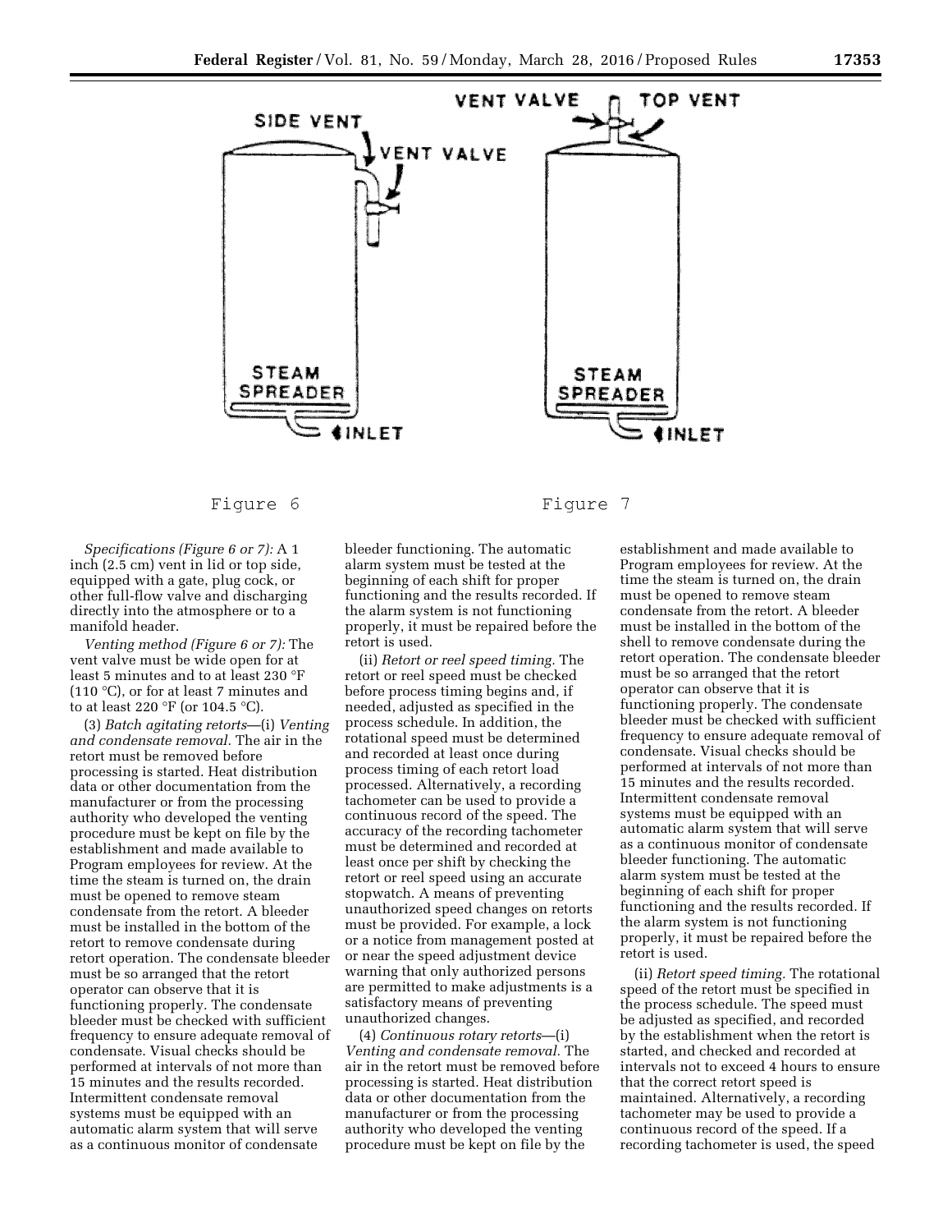Figure 6

Figure 7

*Specifications (Figure 6 or 7):* A 1 inch (2.5 cm) vent in lid or top side, equipped with a gate, plug cock, or other full-flow valve and discharging directly into the atmosphere or to a manifold header.

*Venting method (Figure 6 or 7):* The vent valve must be wide open for at least 5 minutes and to at least 230 °F (110 °C), or for at least 7 minutes and to at least 220 °F (or 104.5 °C).

(3) *Batch agitating retorts*—(i) *Venting and condensate removal.* The air in the retort must be removed before processing is started. Heat distribution data or other documentation from the manufacturer or from the processing authority who developed the venting procedure must be kept on file by the establishment and made available to Program employees for review. At the time the steam is turned on, the drain must be opened to remove steam condensate from the retort. A bleeder must be installed in the bottom of the retort to remove condensate during retort operation. The condensate bleeder must be so arranged that the retort operator can observe that it is functioning properly. The condensate bleeder must be checked with sufficient frequency to ensure adequate removal of condensate. Visual checks should be performed at intervals of not more than 15 minutes and the results recorded. Intermittent condensate removal systems must be equipped with an automatic alarm system that will serve as a continuous monitor of condensate bleeder functioning. The automatic alarm system must be tested at the beginning of each shift for proper functioning and the results recorded. If the alarm system is not functioning properly, it must be repaired before the retort is used.

(ii) *Retort or reel speed timing.* The retort or reel speed must be checked before process timing begins and, if needed, adjusted as specified in the process schedule. In addition, the rotational speed must be determined and recorded at least once during process timing of each retort load processed. Alternatively, a recording tachometer can be used to provide a continuous record of the speed. The accuracy of the recording tachometer must be determined and recorded at least once per shift by checking the retort or reel speed using an accurate stopwatch. A means of preventing unauthorized speed changes on retorts must be provided. For example, a lock or a notice from management posted at or near the speed adjustment device warning that only authorized persons are permitted to make adjustments is a satisfactory means of preventing unauthorized changes.

(4) *Continuous rotary retorts*—(i) *Venting and condensate removal.* The air in the retort must be removed before processing is started. Heat distribution data or other documentation from the manufacturer or from the processing authority who developed the venting procedure must be kept on file by the establishment and made available to Program employees for review. At the time the steam is turned on, the drain must be opened to remove steam condensate from the retort. A bleeder must be installed in the bottom of the shell to remove condensate during the retort operation. The condensate bleeder must be so arranged that the retort operator can observe that it is functioning properly. The condensate bleeder must be checked with sufficient frequency to ensure adequate removal of condensate. Visual checks should be performed at intervals of not more than 15 minutes and the results recorded. Intermittent condensate removal systems must be equipped with an automatic alarm system that will serve as a continuous monitor of condensate bleeder functioning. The automatic alarm system must be tested at the beginning of each shift for proper functioning and the results recorded. If the alarm system is not functioning properly, it must be repaired before the retort is used.

(ii) *Retort speed timing.* The rotational speed of the retort must be specified in the process schedule. The speed must be adjusted as specified, and recorded by the establishment when the retort is started, and checked and recorded at intervals not to exceed 4 hours to ensure that the correct retort speed is maintained. Alternatively, a recording tachometer may be used to provide a continuous record of the speed. If a recording tachometer is used, the speed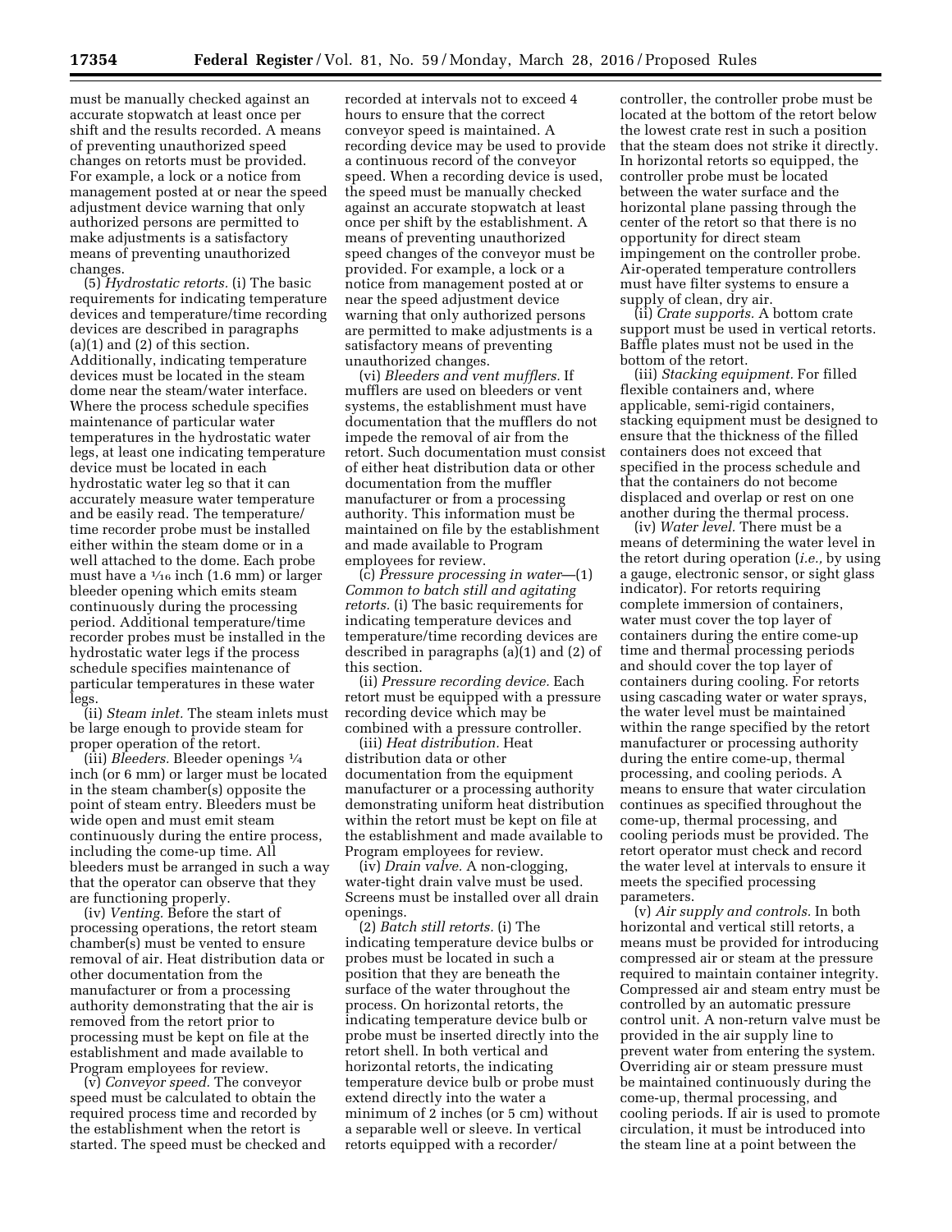must be manually checked against an accurate stopwatch at least once per shift and the results recorded. A means of preventing unauthorized speed changes on retorts must be provided. For example, a lock or a notice from management posted at or near the speed adjustment device warning that only authorized persons are permitted to make adjustments is a satisfactory means of preventing unauthorized changes.

(5) *Hydrostatic retorts.* (i) The basic requirements for indicating temperature devices and temperature/time recording devices are described in paragraphs (a)(1) and (2) of this section. Additionally, indicating temperature devices must be located in the steam dome near the steam/water interface. Where the process schedule specifies maintenance of particular water temperatures in the hydrostatic water legs, at least one indicating temperature device must be located in each hydrostatic water leg so that it can accurately measure water temperature and be easily read. The temperature/time recorder probe must be installed either within the steam dome or in a well attached to the dome. Each probe must have a 1⁄16 inch (1.6 mm) or larger bleeder opening which emits steam continuously during the processing period. Additional temperature/time recorder probes must be installed in the hydrostatic water legs if the process schedule specifies maintenance of particular temperatures in these water legs.

(ii) *Steam inlet.* The steam inlets must be large enough to provide steam for proper operation of the retort.

(iii) *Bleeders.* Bleeder openings 1⁄4 inch (or 6 mm) or larger must be located in the steam chamber(s) opposite the point of steam entry. Bleeders must be wide open and must emit steam continuously during the entire process, including the come-up time. All bleeders must be arranged in such a way that the operator can observe that they are functioning properly.

(iv) *Venting.* Before the start of processing operations, the retort steam chamber(s) must be vented to ensure removal of air. Heat distribution data or other documentation from the manufacturer or from a processing authority demonstrating that the air is removed from the retort prior to processing must be kept on file at the establishment and made available to Program employees for review.

(v) *Conveyor speed.* The conveyor speed must be calculated to obtain the required process time and recorded by the establishment when the retort is started. The speed must be checked and recorded at intervals not to exceed 4 hours to ensure that the correct conveyor speed is maintained. A recording device may be used to provide a continuous record of the conveyor speed. When a recording device is used, the speed must be manually checked against an accurate stopwatch at least once per shift by the establishment. A means of preventing unauthorized speed changes of the conveyor must be provided. For example, a lock or a notice from management posted at or near the speed adjustment device warning that only authorized persons are permitted to make adjustments is a satisfactory means of preventing unauthorized changes.

(vi) *Bleeders and vent mufflers.* If mufflers are used on bleeders or vent systems, the establishment must have documentation that the mufflers do not impede the removal of air from the retort. Such documentation must consist of either heat distribution data or other documentation from the muffler manufacturer or from a processing authority. This information must be maintained on file by the establishment and made available to Program employees for review.

(c) *Pressure processing in water*—(1) *Common to batch still and agitating retorts.* (i) The basic requirements for indicating temperature devices and temperature/time recording devices are described in paragraphs (a)(1) and (2) of this section.

(ii) *Pressure recording device.* Each retort must be equipped with a pressure recording device which may be combined with a pressure controller.

(iii) *Heat distribution.* Heat distribution data or other documentation from the equipment manufacturer or a processing authority demonstrating uniform heat distribution within the retort must be kept on file at the establishment and made available to Program employees for review.

(iv) *Drain valve.* A non-clogging, water-tight drain valve must be used. Screens must be installed over all drain openings.

(2) *Batch still retorts.* (i) The indicating temperature device bulbs or probes must be located in such a position that they are beneath the surface of the water throughout the process. On horizontal retorts, the indicating temperature device bulb or probe must be inserted directly into the retort shell. In both vertical and horizontal retorts, the indicating temperature device bulb or probe must extend directly into the water a minimum of 2 inches (or 5 cm) without a separable well or sleeve. In vertical retorts equipped with a recorder/controller, the controller probe must be located at the bottom of the retort below the lowest crate rest in such a position that the steam does not strike it directly. In horizontal retorts so equipped, the controller probe must be located between the water surface and the horizontal plane passing through the center of the retort so that there is no opportunity for direct steam impingement on the controller probe. Air-operated temperature controllers must have filter systems to ensure a supply of clean, dry air.

(ii) *Crate supports.* A bottom crate support must be used in vertical retorts. Baffle plates must not be used in the bottom of the retort.

(iii) *Stacking equipment.* For filled flexible containers and, where applicable, semi-rigid containers, stacking equipment must be designed to ensure that the thickness of the filled containers does not exceed that specified in the process schedule and that the containers do not become displaced and overlap or rest on one another during the thermal process.

(iv) *Water level.* There must be a means of determining the water level in the retort during operation (*i.e.,* by using a gauge, electronic sensor, or sight glass indicator). For retorts requiring complete immersion of containers, water must cover the top layer of containers during the entire come-up time and thermal processing periods and should cover the top layer of containers during cooling. For retorts using cascading water or water sprays, the water level must be maintained within the range specified by the retort manufacturer or processing authority during the entire come-up, thermal processing, and cooling periods. A means to ensure that water circulation continues as specified throughout the come-up, thermal processing, and cooling periods must be provided. The retort operator must check and record the water level at intervals to ensure it meets the specified processing parameters.

(v) *Air supply and controls.* In both horizontal and vertical still retorts, a means must be provided for introducing compressed air or steam at the pressure required to maintain container integrity. Compressed air and steam entry must be controlled by an automatic pressure control unit. A non-return valve must be provided in the air supply line to prevent water from entering the system. Overriding air or steam pressure must be maintained continuously during the come-up, thermal processing, and cooling periods. If air is used to promote circulation, it must be introduced into the steam line at a point between the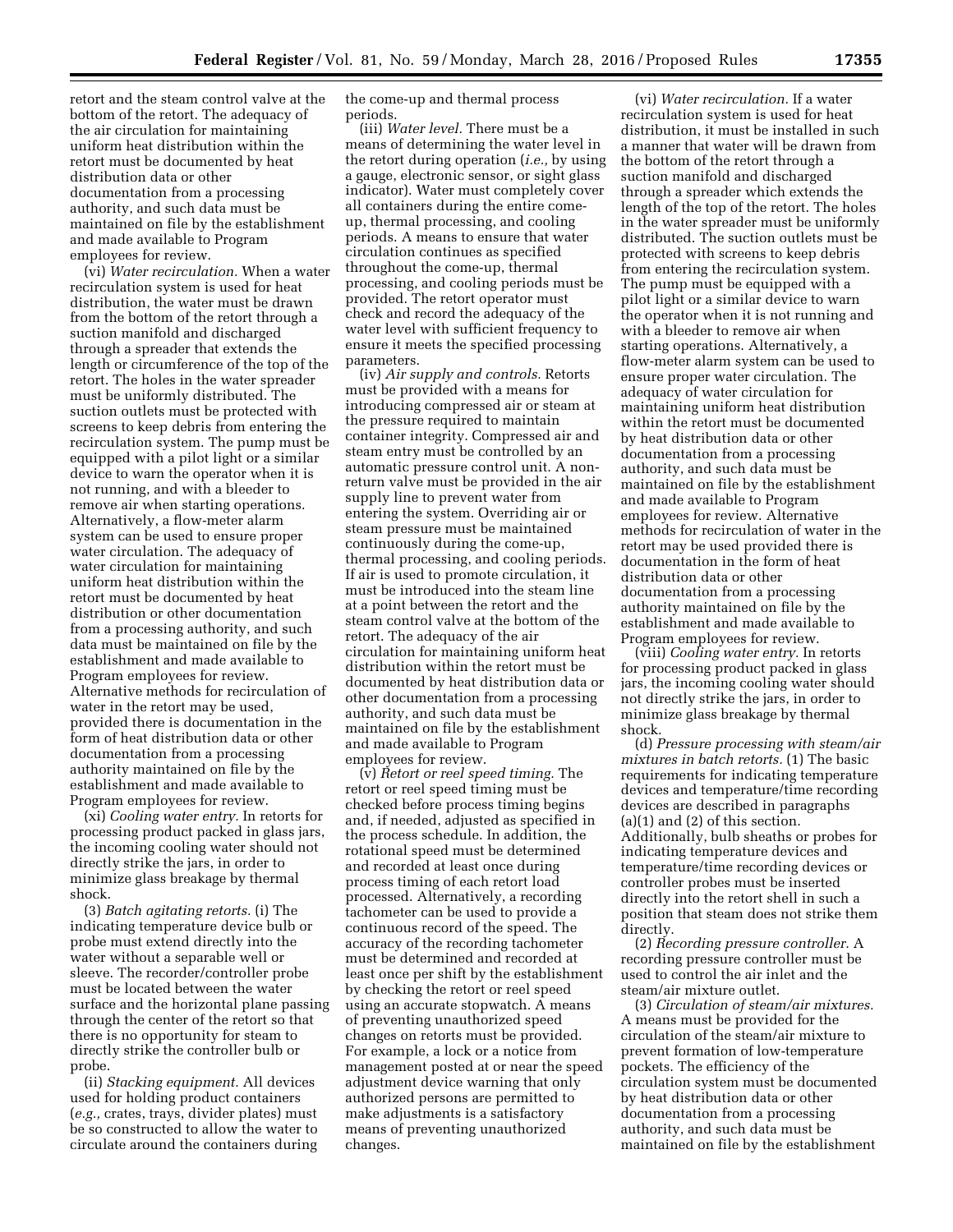retort and the steam control valve at the bottom of the retort. The adequacy of the air circulation for maintaining uniform heat distribution within the retort must be documented by heat distribution data or other documentation from a processing authority, and such data must be maintained on file by the establishment and made available to Program employees for review.

(vi) *Water recirculation.* When a water recirculation system is used for heat distribution, the water must be drawn from the bottom of the retort through a suction manifold and discharged through a spreader that extends the length or circumference of the top of the retort. The holes in the water spreader must be uniformly distributed. The suction outlets must be protected with screens to keep debris from entering the recirculation system. The pump must be equipped with a pilot light or a similar device to warn the operator when it is not running, and with a bleeder to remove air when starting operations. Alternatively, a flow-meter alarm system can be used to ensure proper water circulation. The adequacy of water circulation for maintaining uniform heat distribution within the retort must be documented by heat distribution or other documentation from a processing authority, and such data must be maintained on file by the establishment and made available to Program employees for review. Alternative methods for recirculation of water in the retort may be used, provided there is documentation in the form of heat distribution data or other documentation from a processing authority maintained on file by the establishment and made available to Program employees for review.

(xi) *Cooling water entry.* In retorts for processing product packed in glass jars, the incoming cooling water should not directly strike the jars, in order to minimize glass breakage by thermal shock.

(3) *Batch agitating retorts.* (i) The indicating temperature device bulb or probe must extend directly into the water without a separable well or sleeve. The recorder/controller probe must be located between the water surface and the horizontal plane passing through the center of the retort so that there is no opportunity for steam to directly strike the controller bulb or probe.

(ii) *Stacking equipment.* All devices used for holding product containers (*e.g.,* crates, trays, divider plates) must be so constructed to allow the water to circulate around the containers during the come-up and thermal process periods.

(iii) *Water level.* There must be a means of determining the water level in the retort during operation (*i.e.,* by using a gauge, electronic sensor, or sight glass indicator). Water must completely cover all containers during the entire come-up, thermal processing, and cooling periods. A means to ensure that water circulation continues as specified throughout the come-up, thermal processing, and cooling periods must be provided. The retort operator must check and record the adequacy of the water level with sufficient frequency to ensure it meets the specified processing parameters.

(iv) *Air supply and controls.* Retorts must be provided with a means for introducing compressed air or steam at the pressure required to maintain container integrity. Compressed air and steam entry must be controlled by an automatic pressure control unit. A non-return valve must be provided in the air supply line to prevent water from entering the system. Overriding air or steam pressure must be maintained continuously during the come-up, thermal processing, and cooling periods. If air is used to promote circulation, it must be introduced into the steam line at a point between the retort and the steam control valve at the bottom of the retort. The adequacy of the air circulation for maintaining uniform heat distribution within the retort must be documented by heat distribution data or other documentation from a processing authority, and such data must be maintained on file by the establishment and made available to Program employees for review.

(v) *Retort or reel speed timing.* The retort or reel speed timing must be checked before process timing begins and, if needed, adjusted as specified in the process schedule. In addition, the rotational speed must be determined and recorded at least once during process timing of each retort load processed. Alternatively, a recording tachometer can be used to provide a continuous record of the speed. The accuracy of the recording tachometer must be determined and recorded at least once per shift by the establishment by checking the retort or reel speed using an accurate stopwatch. A means of preventing unauthorized speed changes on retorts must be provided. For example, a lock or a notice from management posted at or near the speed adjustment device warning that only authorized persons are permitted to make adjustments is a satisfactory means of preventing unauthorized changes.

(vi) *Water recirculation.* If a water recirculation system is used for heat distribution, it must be installed in such a manner that water will be drawn from the bottom of the retort through a suction manifold and discharged through a spreader which extends the length of the top of the retort. The holes in the water spreader must be uniformly distributed. The suction outlets must be protected with screens to keep debris from entering the recirculation system. The pump must be equipped with a pilot light or a similar device to warn the operator when it is not running and with a bleeder to remove air when starting operations. Alternatively, a flow-meter alarm system can be used to ensure proper water circulation. The adequacy of water circulation for maintaining uniform heat distribution within the retort must be documented by heat distribution data or other documentation from a processing authority, and such data must be maintained on file by the establishment and made available to Program employees for review. Alternative methods for recirculation of water in the retort may be used provided there is documentation in the form of heat distribution data or other documentation from a processing authority maintained on file by the establishment and made available to Program employees for review.

(viii) *Cooling water entry.* In retorts for processing product packed in glass jars, the incoming cooling water should not directly strike the jars, in order to minimize glass breakage by thermal shock.

(d) *Pressure processing with steam/air mixtures in batch retorts.* (1) The basic requirements for indicating temperature devices and temperature/time recording devices are described in paragraphs (a)(1) and (2) of this section. Additionally, bulb sheaths or probes for indicating temperature devices and temperature/time recording devices or controller probes must be inserted directly into the retort shell in such a position that steam does not strike them directly.

(2) *Recording pressure controller.* A recording pressure controller must be used to control the air inlet and the steam/air mixture outlet.

(3) *Circulation of steam/air mixtures.* A means must be provided for the circulation of the steam/air mixture to prevent formation of low-temperature pockets. The efficiency of the circulation system must be documented by heat distribution data or other documentation from a processing authority, and such data must be maintained on file by the establishment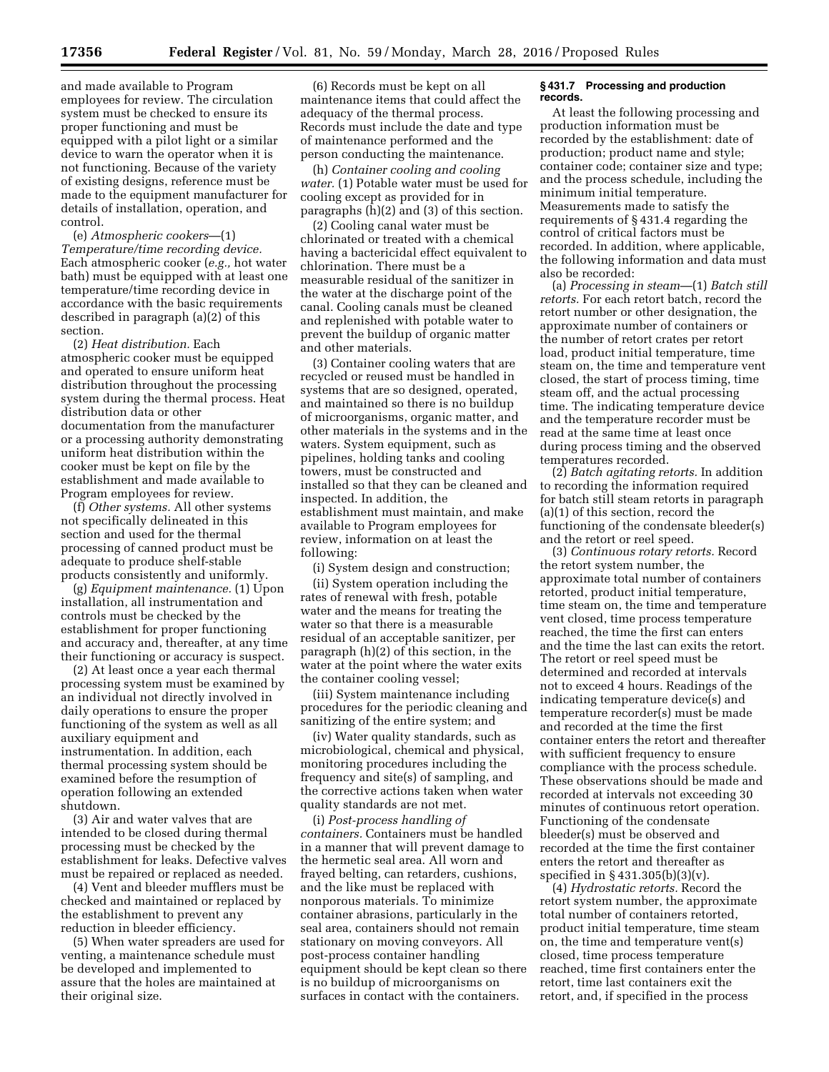and made available to Program employees for review. The circulation system must be checked to ensure its proper functioning and must be equipped with a pilot light or a similar device to warn the operator when it is not functioning. Because of the variety of existing designs, reference must be made to the equipment manufacturer for details of installation, operation, and control.

(e) *Atmospheric cookers*—(1) *Temperature/time recording device.* Each atmospheric cooker (*e.g.,* hot water bath) must be equipped with at least one temperature/time recording device in accordance with the basic requirements described in paragraph (a)(2) of this section.

(2) *Heat distribution.* Each atmospheric cooker must be equipped and operated to ensure uniform heat distribution throughout the processing system during the thermal process. Heat distribution data or other documentation from the manufacturer or a processing authority demonstrating uniform heat distribution within the cooker must be kept on file by the establishment and made available to Program employees for review.

(f) *Other systems.* All other systems not specifically delineated in this section and used for the thermal processing of canned product must be adequate to produce shelf-stable products consistently and uniformly.

(g) *Equipment maintenance.* (1) Upon installation, all instrumentation and controls must be checked by the establishment for proper functioning and accuracy and, thereafter, at any time their functioning or accuracy is suspect.

(2) At least once a year each thermal processing system must be examined by an individual not directly involved in daily operations to ensure the proper functioning of the system as well as all auxiliary equipment and instrumentation. In addition, each thermal processing system should be examined before the resumption of operation following an extended shutdown.

(3) Air and water valves that are intended to be closed during thermal processing must be checked by the establishment for leaks. Defective valves must be repaired or replaced as needed.

(4) Vent and bleeder mufflers must be checked and maintained or replaced by the establishment to prevent any reduction in bleeder efficiency.

(5) When water spreaders are used for venting, a maintenance schedule must be developed and implemented to assure that the holes are maintained at their original size.

(6) Records must be kept on all maintenance items that could affect the adequacy of the thermal process. Records must include the date and type of maintenance performed and the person conducting the maintenance.

(h) *Container cooling and cooling water.* (1) Potable water must be used for cooling except as provided for in paragraphs (h)(2) and (3) of this section.

(2) Cooling canal water must be chlorinated or treated with a chemical having a bactericidal effect equivalent to chlorination. There must be a measurable residual of the sanitizer in the water at the discharge point of the canal. Cooling canals must be cleaned and replenished with potable water to prevent the buildup of organic matter and other materials.

(3) Container cooling waters that are recycled or reused must be handled in systems that are so designed, operated, and maintained so there is no buildup of microorganisms, organic matter, and other materials in the systems and in the waters. System equipment, such as pipelines, holding tanks and cooling towers, must be constructed and installed so that they can be cleaned and inspected. In addition, the establishment must maintain, and make available to Program employees for review, information on at least the following:

(i) System design and construction;

(ii) System operation including the rates of renewal with fresh, potable water and the means for treating the water so that there is a measurable residual of an acceptable sanitizer, per paragraph (h)(2) of this section, in the water at the point where the water exits the container cooling vessel;

(iii) System maintenance including procedures for the periodic cleaning and sanitizing of the entire system; and

(iv) Water quality standards, such as microbiological, chemical and physical, monitoring procedures including the frequency and site(s) of sampling, and the corrective actions taken when water quality standards are not met.

(i) *Post-process handling of containers.* Containers must be handled in a manner that will prevent damage to the hermetic seal area. All worn and frayed belting, can retarders, cushions, and the like must be replaced with nonporous materials. To minimize container abrasions, particularly in the seal area, containers should not remain stationary on moving conveyors. All post-process container handling equipment should be kept clean so there is no buildup of microorganisms on surfaces in contact with the containers.

**§ 431.7 Processing and production records.**

At least the following processing and production information must be recorded by the establishment: date of production; product name and style; container code; container size and type; and the process schedule, including the minimum initial temperature. Measurements made to satisfy the requirements of § 431.4 regarding the control of critical factors must be recorded. In addition, where applicable, the following information and data must also be recorded:

(a) *Processing in steam*—(1) *Batch still retorts.* For each retort batch, record the retort number or other designation, the approximate number of containers or the number of retort crates per retort load, product initial temperature, time steam on, the time and temperature vent closed, the start of process timing, time steam off, and the actual processing time. The indicating temperature device and the temperature recorder must be read at the same time at least once during process timing and the observed temperatures recorded.

(2) *Batch agitating retorts.* In addition to recording the information required for batch still steam retorts in paragraph (a)(1) of this section, record the functioning of the condensate bleeder(s) and the retort or reel speed.

(3) *Continuous rotary retorts.* Record the retort system number, the approximate total number of containers retorted, product initial temperature, time steam on, the time and temperature vent closed, time process temperature reached, the time the first can enters and the time the last can exits the retort. The retort or reel speed must be determined and recorded at intervals not to exceed 4 hours. Readings of the indicating temperature device(s) and temperature recorder(s) must be made and recorded at the time the first container enters the retort and thereafter with sufficient frequency to ensure compliance with the process schedule. These observations should be made and recorded at intervals not exceeding 30 minutes of continuous retort operation. Functioning of the condensate bleeder(s) must be observed and recorded at the time the first container enters the retort and thereafter as specified in § 431.305(b)(3)(v).

(4) *Hydrostatic retorts.* Record the retort system number, the approximate total number of containers retorted, product initial temperature, time steam on, the time and temperature vent(s) closed, time process temperature reached, time first containers enter the retort, time last containers exit the retort, and, if specified in the process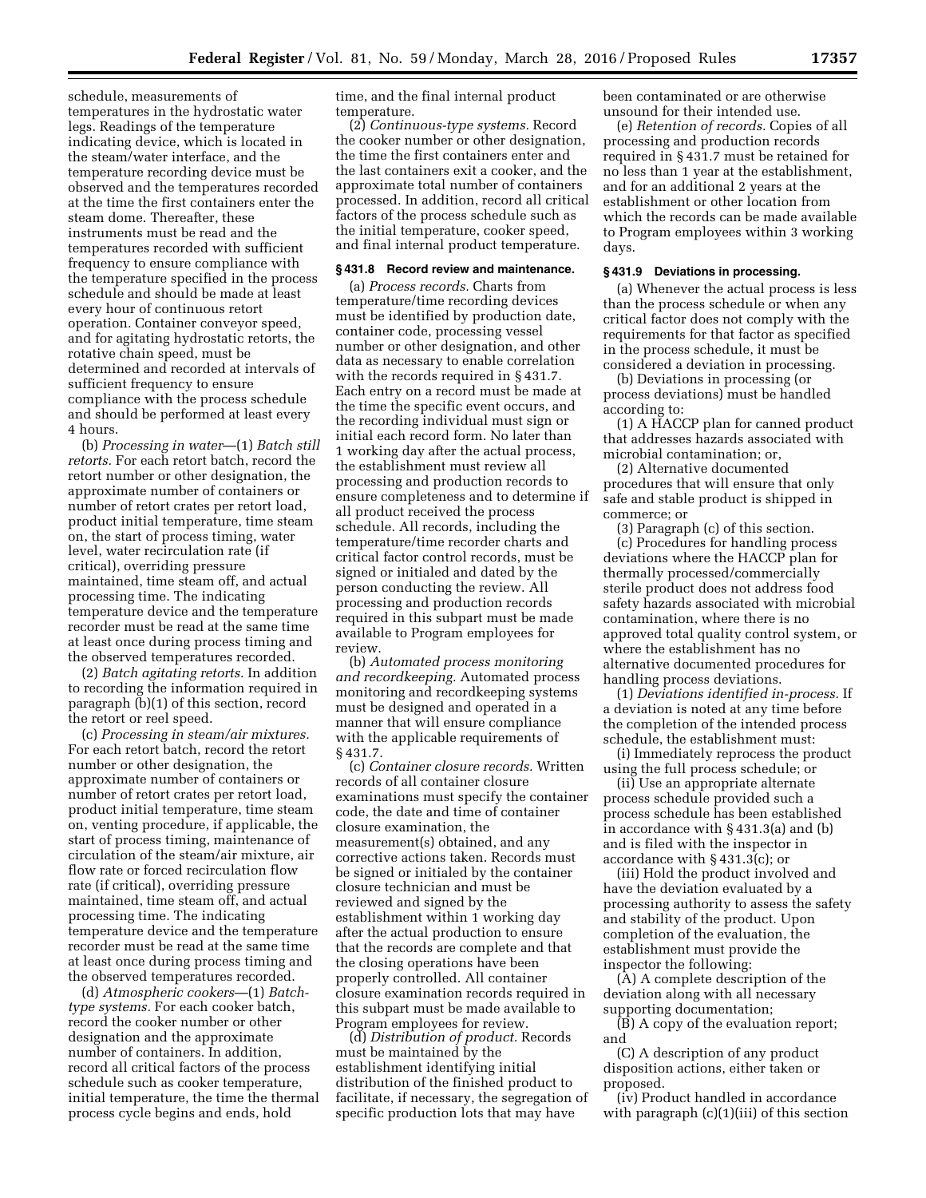schedule, measurements of temperatures in the hydrostatic water legs. Readings of the temperature indicating device, which is located in the steam/water interface, and the temperature recording device must be observed and the temperatures recorded at the time the first containers enter the steam dome. Thereafter, these instruments must be read and the temperatures recorded with sufficient frequency to ensure compliance with the temperature specified in the process schedule and should be made at least every hour of continuous retort operation. Container conveyor speed, and for agitating hydrostatic retorts, the rotative chain speed, must be determined and recorded at intervals of sufficient frequency to ensure compliance with the process schedule and should be performed at least every 4 hours.

(b) *Processing in water*—(1) *Batch still retorts.* For each retort batch, record the retort number or other designation, the approximate number of containers or number of retort crates per retort load, product initial temperature, time steam on, the start of process timing, water level, water recirculation rate (if critical), overriding pressure maintained, time steam off, and actual processing time. The indicating temperature device and the temperature recorder must be read at the same time at least once during process timing and the observed temperatures recorded.

(2) *Batch agitating retorts.* In addition to recording the information required in paragraph (b)(1) of this section, record the retort or reel speed.

(c) *Processing in steam/air mixtures.* For each retort batch, record the retort number or other designation, the approximate number of containers or number of retort crates per retort load, product initial temperature, time steam on, venting procedure, if applicable, the start of process timing, maintenance of circulation of the steam/air mixture, air flow rate or forced recirculation flow rate (if critical), overriding pressure maintained, time steam off, and actual processing time. The indicating temperature device and the temperature recorder must be read at the same time at least once during process timing and the observed temperatures recorded.

(d) *Atmospheric cookers*—(1) *Batch-type systems.* For each cooker batch, record the cooker number or other designation and the approximate number of containers. In addition, record all critical factors of the process schedule such as cooker temperature, initial temperature, the time the thermal process cycle begins and ends, hold time, and the final internal product temperature.

(2) *Continuous-type systems.* Record the cooker number or other designation, the time the first containers enter and the last containers exit a cooker, and the approximate total number of containers processed. In addition, record all critical factors of the process schedule such as the initial temperature, cooker speed, and final internal product temperature.

### § 431.8 Record review and maintenance.

(a) *Process records.* Charts from temperature/time recording devices must be identified by production date, container code, processing vessel number or other designation, and other data as necessary to enable correlation with the records required in § 431.7. Each entry on a record must be made at the time the specific event occurs, and the recording individual must sign or initial each record form. No later than 1 working day after the actual process, the establishment must review all processing and production records to ensure completeness and to determine if all product received the process schedule. All records, including the temperature/time recorder charts and critical factor control records, must be signed or initialed and dated by the person conducting the review. All processing and production records required in this subpart must be made available to Program employees for review.

(b) *Automated process monitoring and recordkeeping.* Automated process monitoring and recordkeeping systems must be designed and operated in a manner that will ensure compliance with the applicable requirements of § 431.7.

(c) *Container closure records.* Written records of all container closure examinations must specify the container code, the date and time of container closure examination, the measurement(s) obtained, and any corrective actions taken. Records must be signed or initialed by the container closure technician and must be reviewed and signed by the establishment within 1 working day after the actual production to ensure that the records are complete and that the closing operations have been properly controlled. All container closure examination records required in this subpart must be made available to Program employees for review.

(d) *Distribution of product.* Records must be maintained by the establishment identifying initial distribution of the finished product to facilitate, if necessary, the segregation of specific production lots that may have been contaminated or are otherwise unsound for their intended use.

(e) *Retention of records.* Copies of all processing and production records required in § 431.7 must be retained for no less than 1 year at the establishment, and for an additional 2 years at the establishment or other location from which the records can be made available to Program employees within 3 working days.

### § 431.9 Deviations in processing.

(a) Whenever the actual process is less than the process schedule or when any critical factor does not comply with the requirements for that factor as specified in the process schedule, it must be considered a deviation in processing.

(b) Deviations in processing (or process deviations) must be handled according to:

(1) A HACCP plan for canned product that addresses hazards associated with microbial contamination; or,

(2) Alternative documented procedures that will ensure that only safe and stable product is shipped in commerce; or

(3) Paragraph (c) of this section.

(c) Procedures for handling process deviations where the HACCP plan for thermally processed/commercially sterile product does not address food safety hazards associated with microbial contamination, where there is no approved total quality control system, or where the establishment has no alternative documented procedures for handling process deviations.

(1) *Deviations identified in-process.* If a deviation is noted at any time before the completion of the intended process schedule, the establishment must:

(i) Immediately reprocess the product using the full process schedule; or

(ii) Use an appropriate alternate process schedule provided such a process schedule has been established in accordance with § 431.3(a) and (b) and is filed with the inspector in accordance with § 431.3(c); or

(iii) Hold the product involved and have the deviation evaluated by a processing authority to assess the safety and stability of the product. Upon completion of the evaluation, the establishment must provide the inspector the following:

(A) A complete description of the deviation along with all necessary supporting documentation;

(B) A copy of the evaluation report; and

(C) A description of any product disposition actions, either taken or proposed.

(iv) Product handled in accordance with paragraph (c)(1)(iii) of this section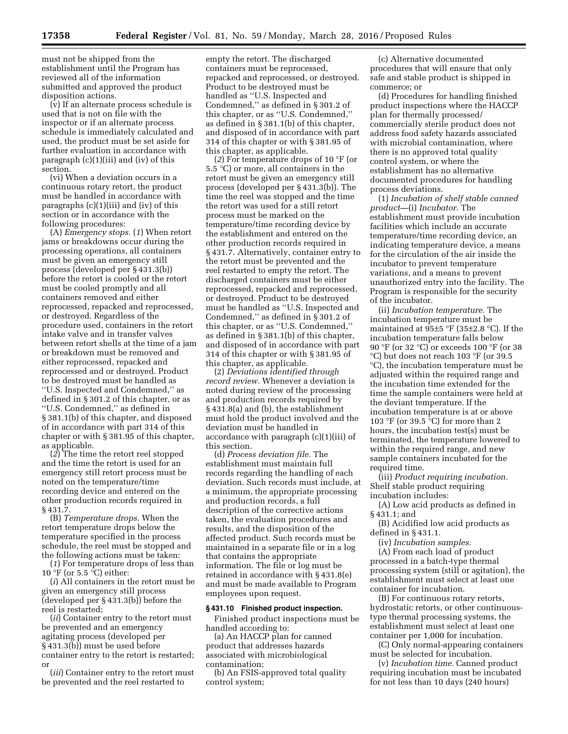must not be shipped from the establishment until the Program has reviewed all of the information submitted and approved the product disposition actions.

(v) If an alternate process schedule is used that is not on file with the inspector or if an alternate process schedule is immediately calculated and used, the product must be set aside for further evaluation in accordance with paragraph (c)(1)(iii) and (iv) of this section.

(vi) When a deviation occurs in a continuous rotary retort, the product must be handled in accordance with paragraphs (c)(1)(iii) and (iv) of this section or in accordance with the following procedures:

(A) *Emergency stops.* (*1*) When retort jams or breakdowns occur during the processing operations, all containers must be given an emergency still process (developed per § 431.3(b)) before the retort is cooled or the retort must be cooled promptly and all containers removed and either reprocessed, repacked and reprocessed, or destroyed. Regardless of the procedure used, containers in the retort intake valve and in transfer valves between retort shells at the time of a jam or breakdown must be removed and either reprocessed, repacked and reprocessed and or destroyed. Product to be destroyed must be handled as ''U.S. Inspected and Condemned,'' as defined in § 301.2 of this chapter, or as ''U.S. Condemned,'' as defined in § 381.1(b) of this chapter, and disposed of in accordance with part 314 of this chapter or with § 381.95 of this chapter, as applicable.

(*2*) The time the retort reel stopped and the time the retort is used for an emergency still retort process must be noted on the temperature/time recording device and entered on the other production records required in § 431.7.

(B) *Temperature drops.* When the retort temperature drops below the temperature specified in the process schedule, the reel must be stopped and the following actions must be taken:

(*1*) For temperature drops of less than 10 °F (or 5.5 °C) either:

(*i*) All containers in the retort must be given an emergency still process (developed per § 431.3(b)) before the reel is restarted;

(*ii*) Container entry to the retort must be prevented and an emergency agitating process (developed per § 431.3(b)) must be used before container entry to the retort is restarted; or

(*iii*) Container entry to the retort must be prevented and the reel restarted to empty the retort. The discharged containers must be reprocessed, repacked and reprocessed, or destroyed. Product to be destroyed must be handled as ''U.S. Inspected and Condemned,'' as defined in § 301.2 of this chapter, or as ''U.S. Condemned,'' as defined in § 381.1(b) of this chapter, and disposed of in accordance with part 314 of this chapter or with § 381.95 of this chapter, as applicable.

(*2*) For temperature drops of 10 °F (or 5.5 °C) or more, all containers in the retort must be given an emergency still process (developed per § 431.3(b)). The time the reel was stopped and the time the retort was used for a still retort process must be marked on the temperature/time recording device by the establishment and entered on the other production records required in § 431.7. Alternatively, container entry to the retort must be prevented and the reel restarted to empty the retort. The discharged containers must be either reprocessed, repacked and reprocessed, or destroyed. Product to be destroyed must be handled as ''U.S. Inspected and Condemned,'' as defined in § 301.2 of this chapter, or as ''U.S. Condemned,'' as defined in § 381.1(b) of this chapter, and disposed of in accordance with part 314 of this chapter or with § 381.95 of this chapter, as applicable.

(2) *Deviations identified through record review.* Whenever a deviation is noted during review of the processing and production records required by § 431.8(a) and (b), the establishment must hold the product involved and the deviation must be handled in accordance with paragraph (c)(1)(iii) of this section.

(d) *Process deviation file.* The establishment must maintain full records regarding the handling of each deviation. Such records must include, at a minimum, the appropriate processing and production records, a full description of the corrective actions taken, the evaluation procedures and results, and the disposition of the affected product. Such records must be maintained in a separate file or in a log that contains the appropriate information. The file or log must be retained in accordance with § 431.8(e) and must be made available to Program employees upon request.

**§ 431.10 Finished product inspection.**

Finished product inspections must be handled according to:

(a) An HACCP plan for canned product that addresses hazards associated with microbiological contamination;

(b) An FSIS-approved total quality control system;

(c) Alternative documented procedures that will ensure that only safe and stable product is shipped in commerce; or

(d) Procedures for handling finished product inspections where the HACCP plan for thermally processed/commercially sterile product does not address food safety hazards associated with microbial contamination, where there is no approved total quality control system, or where the establishment has no alternative documented procedures for handling process deviations.

(1) *Incubation of shelf stable canned product*—(i) *Incubator.* The establishment must provide incubation facilities which include an accurate temperature/time recording device, an indicating temperature device, a means for the circulation of the air inside the incubator to prevent temperature variations, and a means to prevent unauthorized entry into the facility. The Program is responsible for the security of the incubator.

(ii) *Incubation temperature.* The incubation temperature must be maintained at 95±5 °F (35±2.8 °C). If the incubation temperature falls below 90 °F (or 32 °C) or exceeds 100 °F (or 38 °C) but does not reach 103 °F (or 39.5 °C), the incubation temperature must be adjusted within the required range and the incubation time extended for the time the sample containers were held at the deviant temperature. If the incubation temperature is at or above 103 °F (or 39.5 °C) for more than 2 hours, the incubation test(s) must be terminated, the temperature lowered to within the required range, and new sample containers incubated for the required time.

(iii) *Product requiring incubation.* Shelf stable product requiring incubation includes:

(A) Low acid products as defined in § 431.1; and

(B) Acidified low acid products as defined in § 431.1.

(iv) *Incubation samples.*

(A) From each load of product processed in a batch-type thermal processing system (still or agitation), the establishment must select at least one container for incubation.

(B) For continuous rotary retorts, hydrostatic retorts, or other continuous-type thermal processing systems, the establishment must select at least one container per 1,000 for incubation.

(C) Only normal-appearing containers must be selected for incubation.

(v) *Incubation time.* Canned product requiring incubation must be incubated for not less than 10 days (240 hours)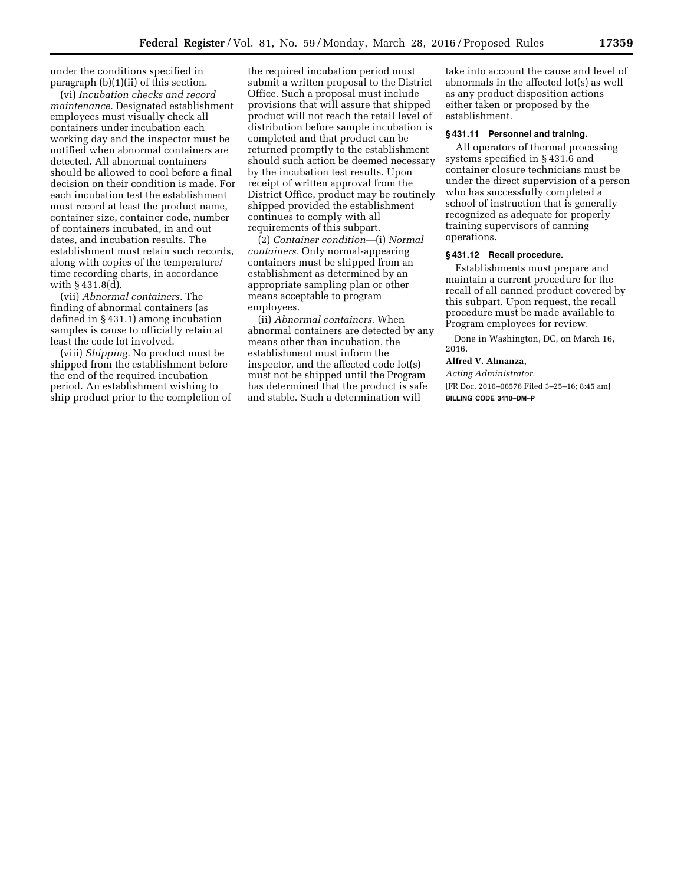under the conditions specified in paragraph (b)(1)(ii) of this section.

(vi) *Incubation checks and record maintenance.* Designated establishment employees must visually check all containers under incubation each working day and the inspector must be notified when abnormal containers are detected. All abnormal containers should be allowed to cool before a final decision on their condition is made. For each incubation test the establishment must record at least the product name, container size, container code, number of containers incubated, in and out dates, and incubation results. The establishment must retain such records, along with copies of the temperature/time recording charts, in accordance with § 431.8(d).

(vii) *Abnormal containers.* The finding of abnormal containers (as defined in § 431.1) among incubation samples is cause to officially retain at least the code lot involved.

(viii) *Shipping.* No product must be shipped from the establishment before the end of the required incubation period. An establishment wishing to ship product prior to the completion of the required incubation period must submit a written proposal to the District Office. Such a proposal must include provisions that will assure that shipped product will not reach the retail level of distribution before sample incubation is completed and that product can be returned promptly to the establishment should such action be deemed necessary by the incubation test results. Upon receipt of written approval from the District Office, product may be routinely shipped provided the establishment continues to comply with all requirements of this subpart.

(2) *Container condition*—(i) *Normal containers.* Only normal-appearing containers must be shipped from an establishment as determined by an appropriate sampling plan or other means acceptable to program employees.

(ii) *Abnormal containers.* When abnormal containers are detected by any means other than incubation, the establishment must inform the inspector, and the affected code lot(s) must not be shipped until the Program has determined that the product is safe and stable. Such a determination will take into account the cause and level of abnormals in the affected lot(s) as well as any product disposition actions either taken or proposed by the establishment.

**§ 431.11 Personnel and training.**

All operators of thermal processing systems specified in § 431.6 and container closure technicians must be under the direct supervision of a person who has successfully completed a school of instruction that is generally recognized as adequate for properly training supervisors of canning operations.

**§ 431.12 Recall procedure.**

Establishments must prepare and maintain a current procedure for the recall of all canned product covered by this subpart. Upon request, the recall procedure must be made available to Program employees for review.

Done in Washington, DC, on March 16, 2016.

**Alfred V. Almanza,**

*Acting Administrator.*

[FR Doc. 2016–06576 Filed 3–25–16; 8:45 am]

**BILLING CODE 3410–DM–P**